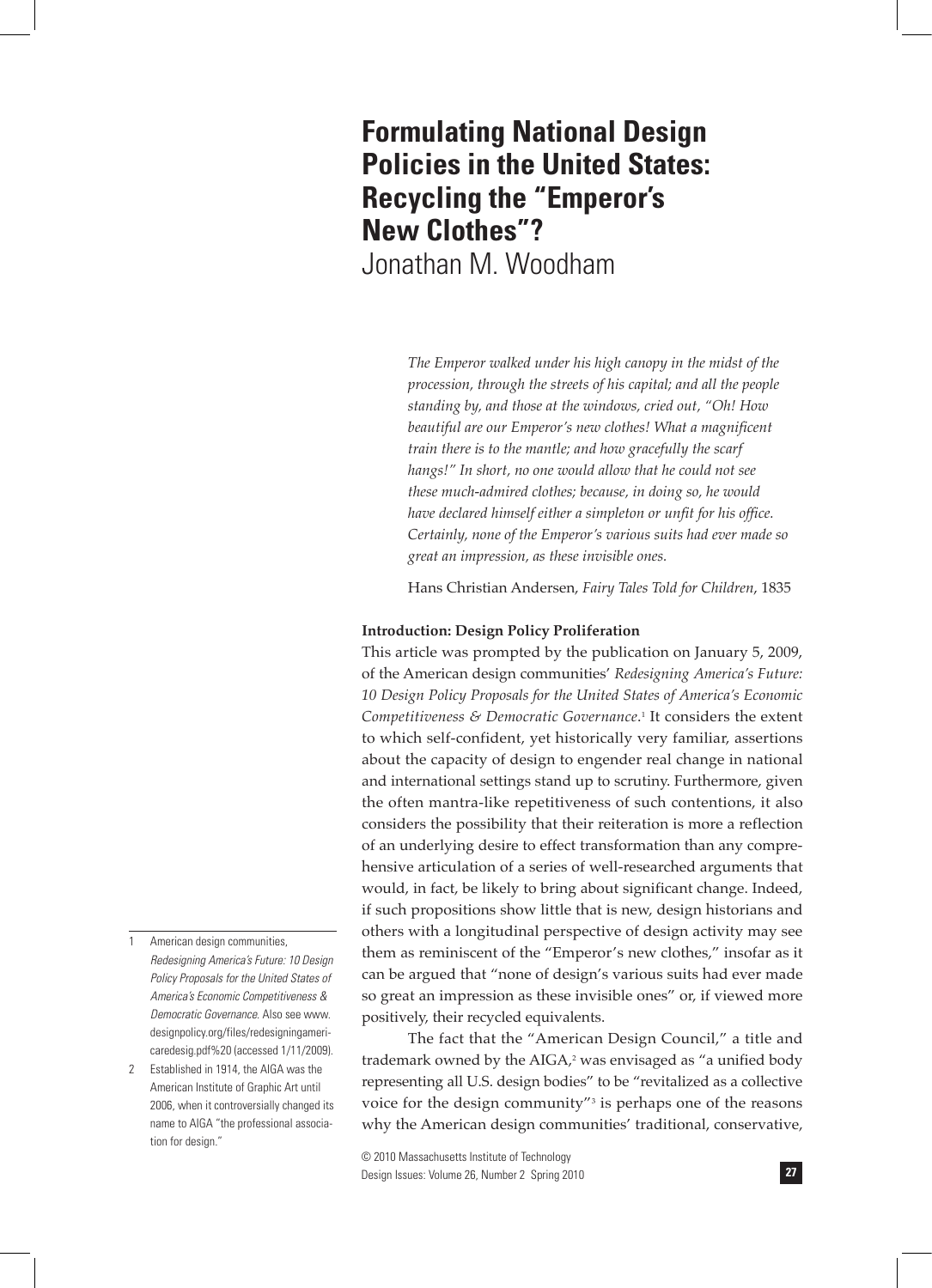# Formulating National Design Policies in the United States: Recycling the "Emperor's New Clothes"?

Jonathan M. Woodham

*The Emperor walked under his high canopy in the midst of the procession, through the streets of his capital; and all the people standing by, and those at the windows, cried out, "Oh! How beautiful are our Emperor's new clothes! What a magnificent train there is to the mantle; and how gracefully the scarf hangs!" In short, no one would allow that he could not see these much-admired clothes; because, in doing so, he would have declared himself either a simpleton or unfit for his office. Certainly, none of the Emperor's various suits had ever made so great an impression, as these invisible ones.*

Hans Christian Andersen, *Fairy Tales Told for Children*, 1835

**Introduction: Design Policy Proliferation**

This article was prompted by the publication on January 5, 2009, of the American design communities' *Redesigning America's Future: 10 Design Policy Proposals for the United States of America's Economic Competitiveness & Democratic Governance*.[1] It considers the extent to which self-confident, yet historically very familiar, assertions about the capacity of design to engender real change in national and international settings stand up to scrutiny. Furthermore, given the often mantra-like repetitiveness of such contentions, it also considers the possibility that their reiteration is more a reflection of an underlying desire to effect transformation than any comprehensive articulation of a series of well-researched arguments that would, in fact, be likely to bring about significant change. Indeed, if such propositions show little that is new, design historians and others with a longitudinal perspective of design activity may see them as reminiscent of the "Emperor's new clothes," insofar as it can be argued that "none of design's various suits had ever made so great an impression as these invisible ones" or, if viewed more positively, their recycled equivalents.

The fact that the "American Design Council," a title and trademark owned by the AIGA,[2] was envisaged as "a unified body representing all U.S. design bodies" to be "revitalized as a collective voice for the design community"[3] is perhaps one of the reasons why the American design communities' traditional, conservative,

1 American design communities, *Redesigning America's Future: 10 Design Policy Proposals for the United States of America's Economic Competitiveness & Democratic Governance.* Also see www.designpolicy.org/files/redesigningamericaredesig.pdf%20 (accessed 1/11/2009).

2 Established in 1914, the AIGA was the American Institute of Graphic Art until 2006, when it controversially changed its name to AIGA "the professional association for design."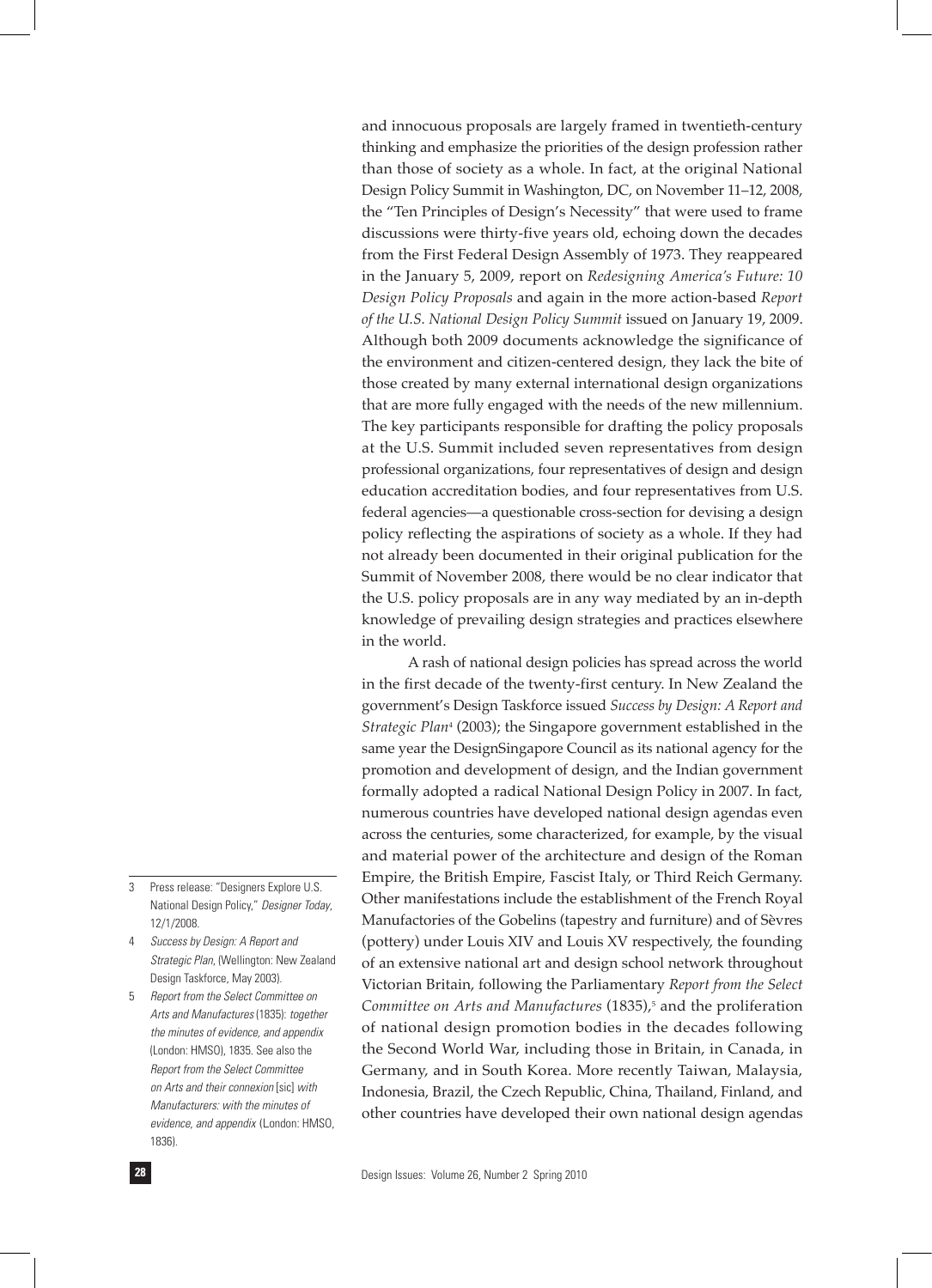and innocuous proposals are largely framed in twentieth-century thinking and emphasize the priorities of the design profession rather than those of society as a whole. In fact, at the original National Design Policy Summit in Washington, DC, on November 11–12, 2008, the "Ten Principles of Design's Necessity" that were used to frame discussions were thirty-five years old, echoing down the decades from the First Federal Design Assembly of 1973. They reappeared in the January 5, 2009, report on *Redesigning America's Future: 10 Design Policy Proposals* and again in the more action-based *Report of the U.S. National Design Policy Summit* issued on January 19, 2009. Although both 2009 documents acknowledge the significance of the environment and citizen-centered design, they lack the bite of those created by many external international design organizations that are more fully engaged with the needs of the new millennium. The key participants responsible for drafting the policy proposals at the U.S. Summit included seven representatives from design professional organizations, four representatives of design and design education accreditation bodies, and four representatives from U.S. federal agencies—a questionable cross-section for devising a design policy reflecting the aspirations of society as a whole. If they had not already been documented in their original publication for the Summit of November 2008, there would be no clear indicator that the U.S. policy proposals are in any way mediated by an in-depth knowledge of prevailing design strategies and practices elsewhere in the world.

A rash of national design policies has spread across the world in the first decade of the twenty-first century. In New Zealand the government's Design Taskforce issued *Success by Design: A Report and Strategic Plan*[4] (2003); the Singapore government established in the same year the DesignSingapore Council as its national agency for the promotion and development of design, and the Indian government formally adopted a radical National Design Policy in 2007. In fact, numerous countries have developed national design agendas even across the centuries, some characterized, for example, by the visual and material power of the architecture and design of the Roman Empire, the British Empire, Fascist Italy, or Third Reich Germany. Other manifestations include the establishment of the French Royal Manufactories of the Gobelins (tapestry and furniture) and of Sèvres (pottery) under Louis XIV and Louis XV respectively, the founding of an extensive national art and design school network throughout Victorian Britain, following the Parliamentary *Report from the Select Committee on Arts and Manufactures* (1835),[5] and the proliferation of national design promotion bodies in the decades following the Second World War, including those in Britain, in Canada, in Germany, and in South Korea. More recently Taiwan, Malaysia, Indonesia, Brazil, the Czech Republic, China, Thailand, Finland, and other countries have developed their own national design agendas

---

3 Press release: "Designers Explore U.S. National Design Policy," *Designer Today*, 12/1/2008.

4 *Success by Design: A Report and Strategic Plan*, (Wellington: New Zealand Design Taskforce, May 2003).

5 *Report from the Select Committee on Arts and Manufactures* (1835): *together the minutes of evidence, and appendix* (London: HMSO), 1835. See also the *Report from the Select Committee on Arts and their connexion* [sic] *with Manufacturers: with the minutes of evidence, and appendix* (London: HMSO, 1836).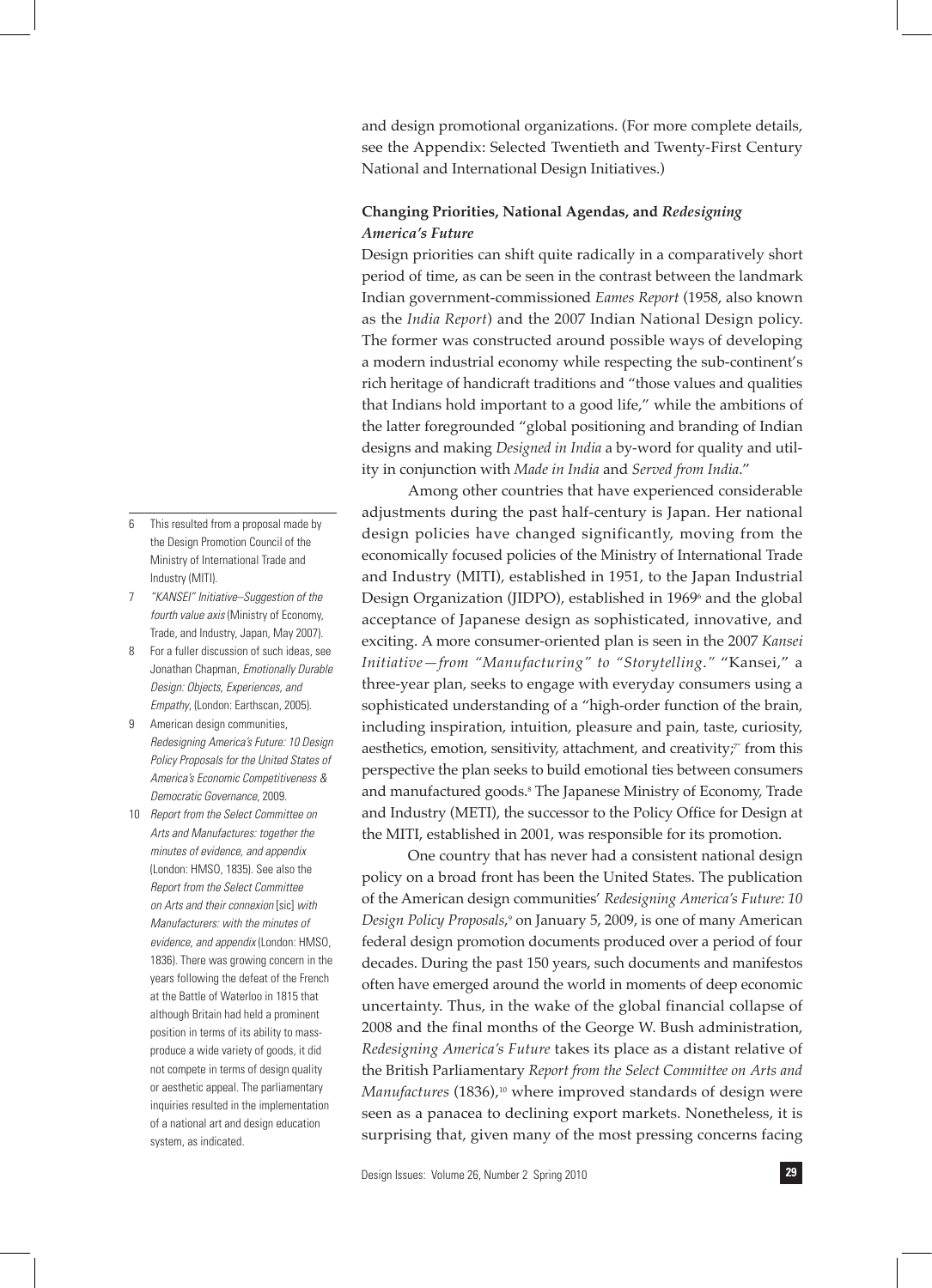and design promotional organizations. (For more complete details, see the Appendix: Selected Twentieth and Twenty-First Century National and International Design Initiatives.)

### Changing Priorities, National Agendas, and *Redesigning America's Future*

Design priorities can shift quite radically in a comparatively short period of time, as can be seen in the contrast between the landmark Indian government-commissioned *Eames Report* (1958, also known as the *India Report*) and the 2007 Indian National Design policy. The former was constructed around possible ways of developing a modern industrial economy while respecting the sub-continent's rich heritage of handicraft traditions and "those values and qualities that Indians hold important to a good life," while the ambitions of the latter foregrounded "global positioning and branding of Indian designs and making *Designed in India* a by-word for quality and utility in conjunction with *Made in India* and *Served from India*."

Among other countries that have experienced considerable adjustments during the past half-century is Japan. Her national design policies have changed significantly, moving from the economically focused policies of the Ministry of International Trade and Industry (MITI), established in 1951, to the Japan Industrial Design Organization (JIDPO), established in 1969[6] and the global acceptance of Japanese design as sophisticated, innovative, and exciting. A more consumer-oriented plan is seen in the 2007 *Kansei Initiative—from "Manufacturing" to "Storytelling."* "Kansei," a three-year plan, seeks to engage with everyday consumers using a sophisticated understanding of a "high-order function of the brain, including inspiration, intuition, pleasure and pain, taste, curiosity, aesthetics, emotion, sensitivity, attachment, and creativity;[7]" from this perspective the plan seeks to build emotional ties between consumers and manufactured goods.[8] The Japanese Ministry of Economy, Trade and Industry (METI), the successor to the Policy Office for Design at the MITI, established in 2001, was responsible for its promotion.

One country that has never had a consistent national design policy on a broad front has been the United States. The publication of the American design communities' *Redesigning America's Future: 10 Design Policy Proposals*,[9] on January 5, 2009, is one of many American federal design promotion documents produced over a period of four decades. During the past 150 years, such documents and manifestos often have emerged around the world in moments of deep economic uncertainty. Thus, in the wake of the global financial collapse of 2008 and the final months of the George W. Bush administration, *Redesigning America's Future* takes its place as a distant relative of the British Parliamentary *Report from the Select Committee on Arts and Manufactures* (1836),[10] where improved standards of design were seen as a panacea to declining export markets. Nonetheless, it is surprising that, given many of the most pressing concerns facing

---

6 This resulted from a proposal made by the Design Promotion Council of the Ministry of International Trade and Industry (MITI).

7 *"KANSEI" Initiative–Suggestion of the fourth value axis* (Ministry of Economy, Trade, and Industry, Japan, May 2007).

8 For a fuller discussion of such ideas, see Jonathan Chapman, *Emotionally Durable Design: Objects, Experiences, and Empathy*, (London: Earthscan, 2005).

9 American design communities, *Redesigning America's Future: 10 Design Policy Proposals for the United States of America's Economic Competitiveness & Democratic Governance*, 2009.

10 *Report from the Select Committee on Arts and Manufactures: together the minutes of evidence, and appendix* (London: HMSO, 1835). See also the *Report from the Select Committee on Arts and their connexion* [sic] *with Manufacturers: with the minutes of evidence, and appendix* (London: HMSO, 1836). There was growing concern in the years following the defeat of the French at the Battle of Waterloo in 1815 that although Britain had held a prominent position in terms of its ability to mass-produce a wide variety of goods, it did not compete in terms of design quality or aesthetic appeal. The parliamentary inquiries resulted in the implementation of a national art and design education system, as indicated.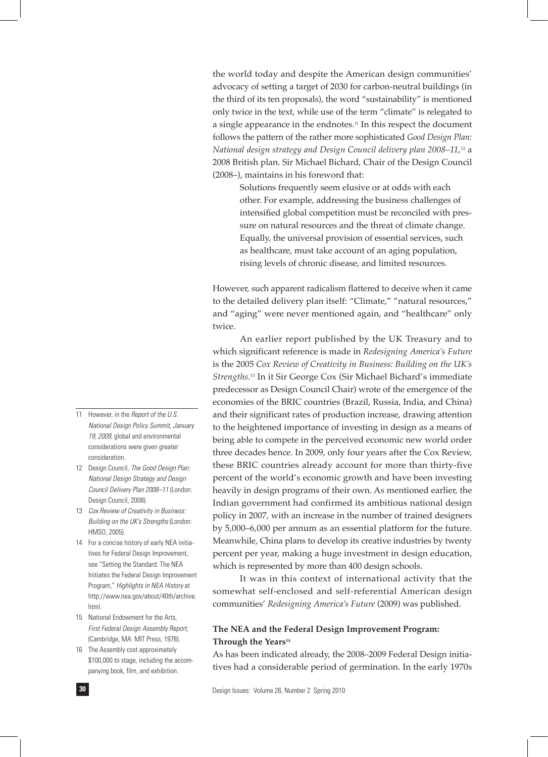the world today and despite the American design communities' advocacy of setting a target of 2030 for carbon-neutral buildings (in the third of its ten proposals), the word "sustainability" is mentioned only twice in the text, while use of the term "climate" is relegated to a single appearance in the endnotes.[11] In this respect the document follows the pattern of the rather more sophisticated *Good Design Plan: National design strategy and Design Council delivery plan 2008–11*,[12] a 2008 British plan. Sir Michael Bichard, Chair of the Design Council (2008–), maintains in his foreword that:

> Solutions frequently seem elusive or at odds with each other. For example, addressing the business challenges of intensified global competition must be reconciled with pressure on natural resources and the threat of climate change. Equally, the universal provision of essential services, such as healthcare, must take account of an aging population, rising levels of chronic disease, and limited resources.

However, such apparent radicalism flattered to deceive when it came to the detailed delivery plan itself: "Climate," "natural resources," and "aging" were never mentioned again, and "healthcare" only twice.

An earlier report published by the UK Treasury and to which significant reference is made in *Redesigning America's Future* is the 2005 *Cox Review of Creativity in Business: Building on the UK's Strengths*.[13] In it Sir George Cox (Sir Michael Bichard's immediate predecessor as Design Council Chair) wrote of the emergence of the economies of the BRIC countries (Brazil, Russia, India, and China) and their significant rates of production increase, drawing attention to the heightened importance of investing in design as a means of being able to compete in the perceived economic new world order three decades hence. In 2009, only four years after the Cox Review, these BRIC countries already account for more than thirty-five percent of the world's economic growth and have been investing heavily in design programs of their own. As mentioned earlier, the Indian government had confirmed its ambitious national design policy in 2007, with an increase in the number of trained designers by 5,000–6,000 per annum as an essential platform for the future. Meanwhile, China plans to develop its creative industries by twenty percent per year, making a huge investment in design education, which is represented by more than 400 design schools.

It was in this context of international activity that the somewhat self-enclosed and self-referential American design communities' *Redesigning America's Future* (2009) was published.

### The NEA and the Federal Design Improvement Program: Through the Years[14]

As has been indicated already, the 2008–2009 Federal Design initiatives had a considerable period of germination. In the early 1970s

---

11 However, in the *Report of the U.S. National Design Policy Summit, January 19, 2009*, global and environmental considerations were given greater consideration.

12 Design Council, *The Good Design Plan: National Design Strategy and Design Council Delivery Plan 2008–11* (London: Design Council, 2008).

13 *Cox Review of Creativity in Business: Building on the UK's Strengths* (London: HMSO, 2005).

14 For a concise history of early NEA initiatives for Federal Design Improvement, see "Setting the Standard: The NEA Initiates the Federal Design Improvement Program," *Highlights in NEA History* at http://www.nea.gov/about/40th/archive.html.

15 National Endowment for the Arts, *First Federal Design Assembly Report*, (Cambridge, MA: MIT Press, 1978).

16 The Assembly cost approximately $100,000 to stage, including the accompanying book, film, and exhibition.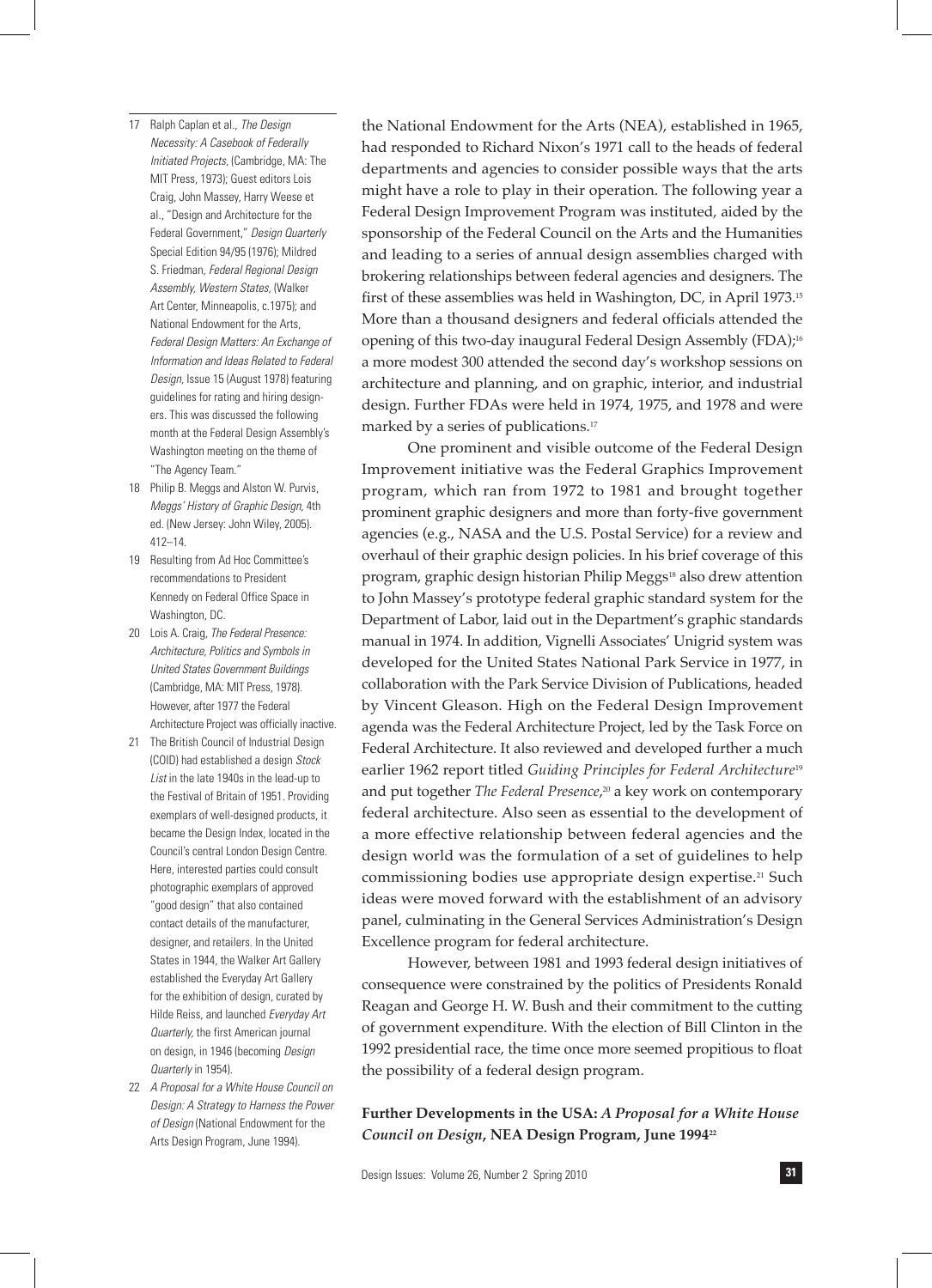the National Endowment for the Arts (NEA), established in 1965, had responded to Richard Nixon's 1971 call to the heads of federal departments and agencies to consider possible ways that the arts might have a role to play in their operation. The following year a Federal Design Improvement Program was instituted, aided by the sponsorship of the Federal Council on the Arts and the Humanities and leading to a series of annual design assemblies charged with brokering relationships between federal agencies and designers. The first of these assemblies was held in Washington, DC, in April 1973.[15] More than a thousand designers and federal officials attended the opening of this two-day inaugural Federal Design Assembly (FDA);[16] a more modest 300 attended the second day's workshop sessions on architecture and planning, and on graphic, interior, and industrial design. Further FDAs were held in 1974, 1975, and 1978 and were marked by a series of publications.[17]

One prominent and visible outcome of the Federal Design Improvement initiative was the Federal Graphics Improvement program, which ran from 1972 to 1981 and brought together prominent graphic designers and more than forty-five government agencies (e.g., NASA and the U.S. Postal Service) for a review and overhaul of their graphic design policies. In his brief coverage of this program, graphic design historian Philip Meggs[18] also drew attention to John Massey's prototype federal graphic standard system for the Department of Labor, laid out in the Department's graphic standards manual in 1974. In addition, Vignelli Associates' Unigrid system was developed for the United States National Park Service in 1977, in collaboration with the Park Service Division of Publications, headed by Vincent Gleason. High on the Federal Design Improvement agenda was the Federal Architecture Project, led by the Task Force on Federal Architecture. It also reviewed and developed further a much earlier 1962 report titled *Guiding Principles for Federal Architecture*[19] and put together *The Federal Presence*,[20] a key work on contemporary federal architecture. Also seen as essential to the development of a more effective relationship between federal agencies and the design world was the formulation of a set of guidelines to help commissioning bodies use appropriate design expertise.[21] Such ideas were moved forward with the establishment of an advisory panel, culminating in the General Services Administration's Design Excellence program for federal architecture.

However, between 1981 and 1993 federal design initiatives of consequence were constrained by the politics of Presidents Ronald Reagan and George H. W. Bush and their commitment to the cutting of government expenditure. With the election of Bill Clinton in the 1992 presidential race, the time once more seemed propitious to float the possibility of a federal design program.

## Further Developments in the USA: *A Proposal for a White House Council on Design*, NEA Design Program, June 1994[22]

---

17 Ralph Caplan et al., *The Design Necessity: A Casebook of Federally Initiated Projects*, (Cambridge, MA: The MIT Press, 1973); Guest editors Lois Craig, John Massey, Harry Weese et al., "Design and Architecture for the Federal Government," *Design Quarterly* Special Edition 94/95 (1976); Mildred S. Friedman, *Federal Regional Design Assembly, Western States*, (Walker Art Center, Minneapolis, c.1975); and National Endowment for the Arts, *Federal Design Matters: An Exchange of Information and Ideas Related to Federal Design*, Issue 15 (August 1978) featuring guidelines for rating and hiring designers. This was discussed the following month at the Federal Design Assembly's Washington meeting on the theme of "The Agency Team."

18 Philip B. Meggs and Alston W. Purvis, *Meggs' History of Graphic Design*, 4th ed. (New Jersey: John Wiley, 2005). 412–14.

19 Resulting from Ad Hoc Committee's recommendations to President Kennedy on Federal Office Space in Washington, DC.

20 Lois A. Craig, *The Federal Presence: Architecture, Politics and Symbols in United States Government Buildings* (Cambridge, MA: MIT Press, 1978). However, after 1977 the Federal Architecture Project was officially inactive.

21 The British Council of Industrial Design (COID) had established a design *Stock List* in the late 1940s in the lead-up to the Festival of Britain of 1951. Providing exemplars of well-designed products, it became the Design Index, located in the Council's central London Design Centre. Here, interested parties could consult photographic exemplars of approved "good design" that also contained contact details of the manufacturer, designer, and retailers. In the United States in 1944, the Walker Art Gallery established the Everyday Art Gallery for the exhibition of design, curated by Hilde Reiss, and launched *Everyday Art Quarterly*, the first American journal on design, in 1946 (becoming *Design Quarterly* in 1954).

22 *A Proposal for a White House Council on Design: A Strategy to Harness the Power of Design* (National Endowment for the Arts Design Program, June 1994).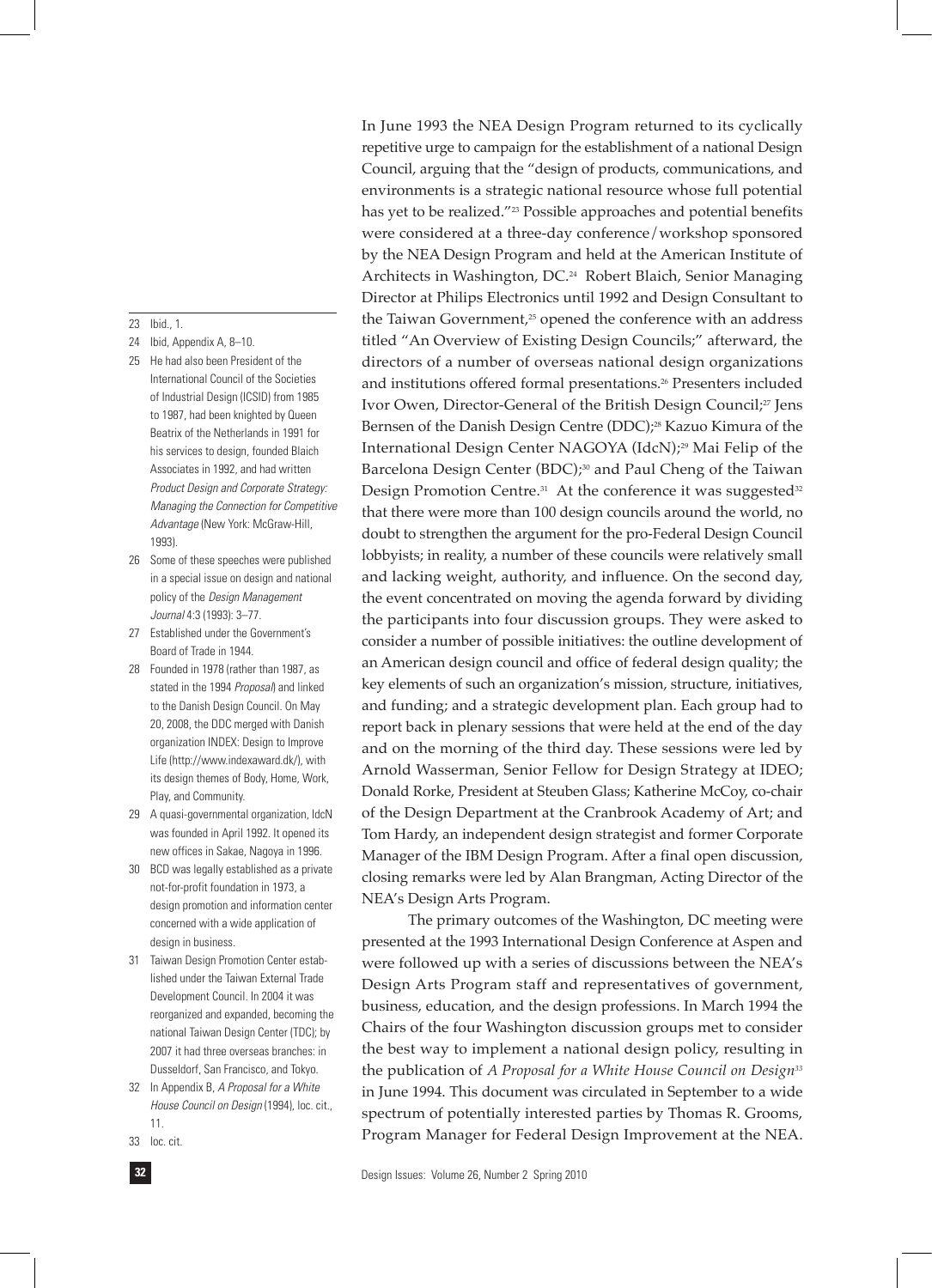In June 1993 the NEA Design Program returned to its cyclically repetitive urge to campaign for the establishment of a national Design Council, arguing that the "design of products, communications, and environments is a strategic national resource whose full potential has yet to be realized."[23] Possible approaches and potential benefits were considered at a three-day conference/workshop sponsored by the NEA Design Program and held at the American Institute of Architects in Washington, DC.[24] Robert Blaich, Senior Managing Director at Philips Electronics until 1992 and Design Consultant to the Taiwan Government,[25] opened the conference with an address titled "An Overview of Existing Design Councils;" afterward, the directors of a number of overseas national design organizations and institutions offered formal presentations.[26] Presenters included Ivor Owen, Director-General of the British Design Council;[27] Jens Bernsen of the Danish Design Centre (DDC);[28] Kazuo Kimura of the International Design Center NAGOYA (IdcN);[29] Mai Felip of the Barcelona Design Center (BDC);[30] and Paul Cheng of the Taiwan Design Promotion Centre.[31] At the conference it was suggested[32] that there were more than 100 design councils around the world, no doubt to strengthen the argument for the pro-Federal Design Council lobbyists; in reality, a number of these councils were relatively small and lacking weight, authority, and influence. On the second day, the event concentrated on moving the agenda forward by dividing the participants into four discussion groups. They were asked to consider a number of possible initiatives: the outline development of an American design council and office of federal design quality; the key elements of such an organization's mission, structure, initiatives, and funding; and a strategic development plan. Each group had to report back in plenary sessions that were held at the end of the day and on the morning of the third day. These sessions were led by Arnold Wasserman, Senior Fellow for Design Strategy at IDEO; Donald Rorke, President at Steuben Glass; Katherine McCoy, co-chair of the Design Department at the Cranbrook Academy of Art; and Tom Hardy, an independent design strategist and former Corporate Manager of the IBM Design Program. After a final open discussion, closing remarks were led by Alan Brangman, Acting Director of the NEA's Design Arts Program.

The primary outcomes of the Washington, DC meeting were presented at the 1993 International Design Conference at Aspen and were followed up with a series of discussions between the NEA's Design Arts Program staff and representatives of government, business, education, and the design professions. In March 1994 the Chairs of the four Washington discussion groups met to consider the best way to implement a national design policy, resulting in the publication of *A Proposal for a White House Council on Design*[33] in June 1994. This document was circulated in September to a wide spectrum of potentially interested parties by Thomas R. Grooms, Program Manager for Federal Design Improvement at the NEA.

---

23 Ibid., 1.

24 Ibid, Appendix A, 8–10.

25 He had also been President of the International Council of the Societies of Industrial Design (ICSID) from 1985 to 1987, had been knighted by Queen Beatrix of the Netherlands in 1991 for his services to design, founded Blaich Associates in 1992, and had written *Product Design and Corporate Strategy: Managing the Connection for Competitive Advantage* (New York: McGraw-Hill, 1993).

26 Some of these speeches were published in a special issue on design and national policy of the *Design Management Journal* 4:3 (1993): 3–77.

27 Established under the Government's Board of Trade in 1944.

28 Founded in 1978 (rather than 1987, as stated in the 1994 *Proposal*) and linked to the Danish Design Council. On May 20, 2008, the DDC merged with Danish organization INDEX: Design to Improve Life (http://www.indexaward.dk/), with its design themes of Body, Home, Work, Play, and Community.

29 A quasi-governmental organization, IdcN was founded in April 1992. It opened its new offices in Sakae, Nagoya in 1996.

30 BCD was legally established as a private not-for-profit foundation in 1973, a design promotion and information center concerned with a wide application of design in business.

31 Taiwan Design Promotion Center established under the Taiwan External Trade Development Council. In 2004 it was reorganized and expanded, becoming the national Taiwan Design Center (TDC); by 2007 it had three overseas branches: in Dusseldorf, San Francisco, and Tokyo.

32 In Appendix B, *A Proposal for a White House Council on Design* (1994), loc. cit., 11.

33 loc. cit.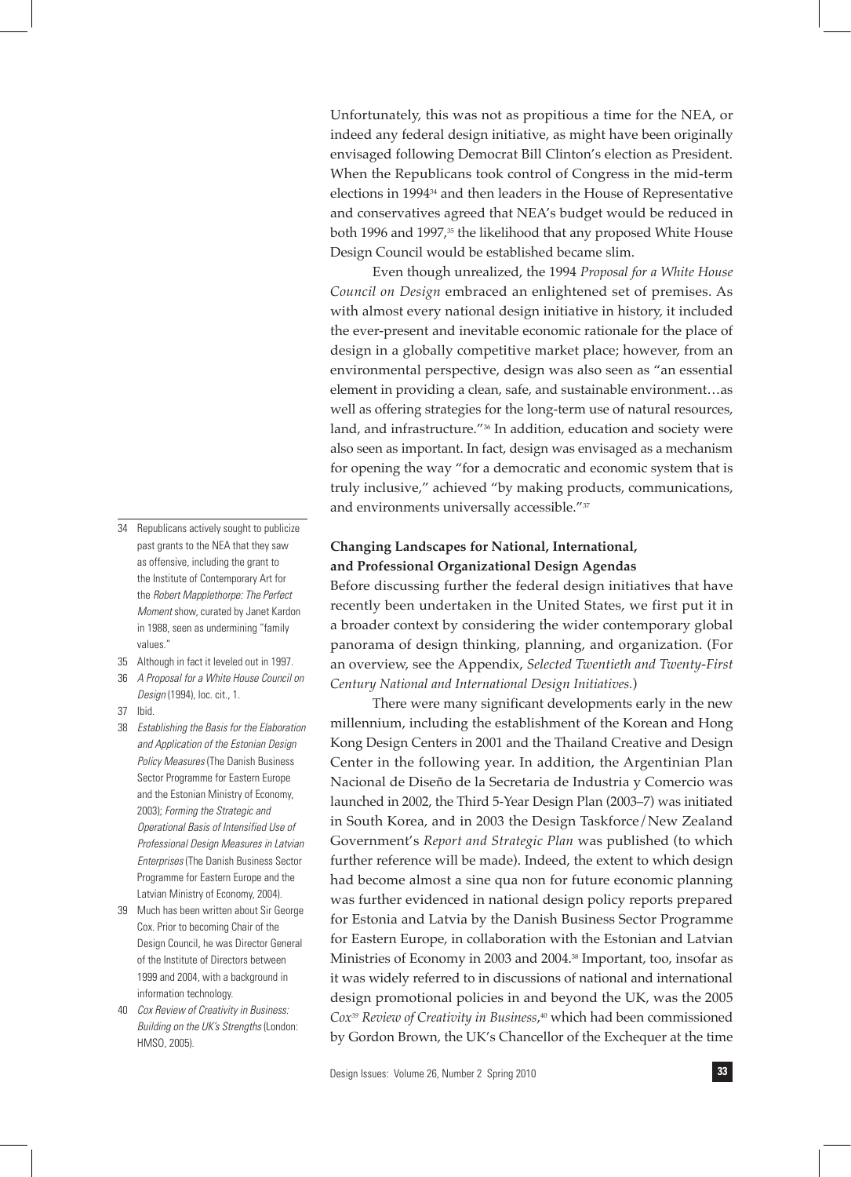Unfortunately, this was not as propitious a time for the NEA, or indeed any federal design initiative, as might have been originally envisaged following Democrat Bill Clinton's election as President. When the Republicans took control of Congress in the mid-term elections in 1994[34] and then leaders in the House of Representative and conservatives agreed that NEA's budget would be reduced in both 1996 and 1997,[35] the likelihood that any proposed White House Design Council would be established became slim.

Even though unrealized, the 1994 *Proposal for a White House Council on Design* embraced an enlightened set of premises. As with almost every national design initiative in history, it included the ever-present and inevitable economic rationale for the place of design in a globally competitive market place; however, from an environmental perspective, design was also seen as "an essential element in providing a clean, safe, and sustainable environment…as well as offering strategies for the long-term use of natural resources, land, and infrastructure."[36] In addition, education and society were also seen as important. In fact, design was envisaged as a mechanism for opening the way "for a democratic and economic system that is truly inclusive," achieved "by making products, communications, and environments universally accessible."[37]

## Changing Landscapes for National, International, and Professional Organizational Design Agendas

Before discussing further the federal design initiatives that have recently been undertaken in the United States, we first put it in a broader context by considering the wider contemporary global panorama of design thinking, planning, and organization. (For an overview, see the Appendix, *Selected Twentieth and Twenty-First Century National and International Design Initiatives.*)

There were many significant developments early in the new millennium, including the establishment of the Korean and Hong Kong Design Centers in 2001 and the Thailand Creative and Design Center in the following year. In addition, the Argentinian Plan Nacional de Diseño de la Secretaria de Industria y Comercio was launched in 2002, the Third 5-Year Design Plan (2003–7) was initiated in South Korea, and in 2003 the Design Taskforce/New Zealand Government's *Report and Strategic Plan* was published (to which further reference will be made). Indeed, the extent to which design had become almost a sine qua non for future economic planning was further evidenced in national design policy reports prepared for Estonia and Latvia by the Danish Business Sector Programme for Eastern Europe, in collaboration with the Estonian and Latvian Ministries of Economy in 2003 and 2004.[38] Important, too, insofar as it was widely referred to in discussions of national and international design promotional policies in and beyond the UK, was the 2005 *Cox*[39] *Review of Creativity in Business*,[40] which had been commissioned by Gordon Brown, the UK's Chancellor of the Exchequer at the time

---

34 Republicans actively sought to publicize past grants to the NEA that they saw as offensive, including the grant to the Institute of Contemporary Art for the *Robert Mapplethorpe: The Perfect Moment* show, curated by Janet Kardon in 1988, seen as undermining "family values."

35 Although in fact it leveled out in 1997.

36 *A Proposal for a White House Council on Design* (1994), loc. cit., 1.

37 Ibid.

38 *Establishing the Basis for the Elaboration and Application of the Estonian Design Policy Measures* (The Danish Business Sector Programme for Eastern Europe and the Estonian Ministry of Economy, 2003); *Forming the Strategic and Operational Basis of Intensified Use of Professional Design Measures in Latvian Enterprises* (The Danish Business Sector Programme for Eastern Europe and the Latvian Ministry of Economy, 2004).

39 Much has been written about Sir George Cox. Prior to becoming Chair of the Design Council, he was Director General of the Institute of Directors between 1999 and 2004, with a background in information technology.

40 *Cox Review of Creativity in Business: Building on the UK's Strengths* (London: HMSO, 2005).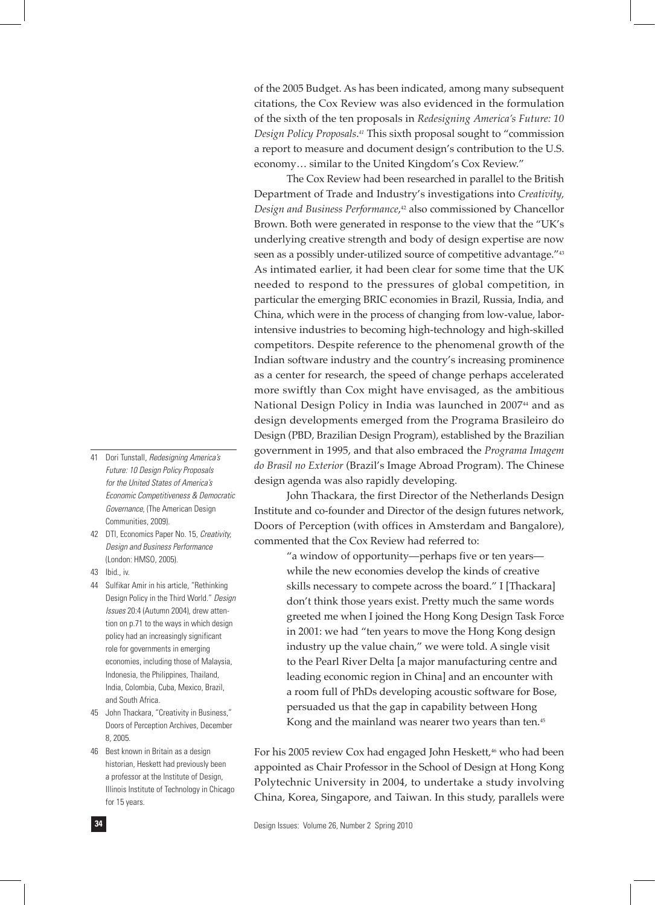of the 2005 Budget. As has been indicated, among many subsequent citations, the Cox Review was also evidenced in the formulation of the sixth of the ten proposals in *Redesigning America's Future: 10 Design Policy Proposals*.[41] This sixth proposal sought to "commission a report to measure and document design's contribution to the U.S. economy… similar to the United Kingdom's Cox Review."

The Cox Review had been researched in parallel to the British Department of Trade and Industry's investigations into *Creativity, Design and Business Performance*,[42] also commissioned by Chancellor Brown. Both were generated in response to the view that the "UK's underlying creative strength and body of design expertise are now seen as a possibly under-utilized source of competitive advantage."[43] As intimated earlier, it had been clear for some time that the UK needed to respond to the pressures of global competition, in particular the emerging BRIC economies in Brazil, Russia, India, and China, which were in the process of changing from low-value, labor-intensive industries to becoming high-technology and high-skilled competitors. Despite reference to the phenomenal growth of the Indian software industry and the country's increasing prominence as a center for research, the speed of change perhaps accelerated more swiftly than Cox might have envisaged, as the ambitious National Design Policy in India was launched in 2007[44] and as design developments emerged from the Programa Brasileiro do Design (PBD, Brazilian Design Program), established by the Brazilian government in 1995, and that also embraced the *Programa Imagem do Brasil no Exterior* (Brazil's Image Abroad Program). The Chinese design agenda was also rapidly developing.

John Thackara, the first Director of the Netherlands Design Institute and co-founder and Director of the design futures network, Doors of Perception (with offices in Amsterdam and Bangalore), commented that the Cox Review had referred to:

> "a window of opportunity—perhaps five or ten years—while the new economies develop the kinds of creative skills necessary to compete across the board." I [Thackara] don't think those years exist. Pretty much the same words greeted me when I joined the Hong Kong Design Task Force in 2001: we had "ten years to move the Hong Kong design industry up the value chain," we were told. A single visit to the Pearl River Delta [a major manufacturing centre and leading economic region in China] and an encounter with a room full of PhDs developing acoustic software for Bose, persuaded us that the gap in capability between Hong Kong and the mainland was nearer two years than ten.[45]

For his 2005 review Cox had engaged John Heskett,[46] who had been appointed as Chair Professor in the School of Design at Hong Kong Polytechnic University in 2004, to undertake a study involving China, Korea, Singapore, and Taiwan. In this study, parallels were

---

41 Dori Tunstall, *Redesigning America's Future: 10 Design Policy Proposals for the United States of America's Economic Competitiveness & Democratic Governance*, (The American Design Communities, 2009).

42 DTI, Economics Paper No. 15, *Creativity, Design and Business Performance* (London: HMSO, 2005).

43 Ibid., iv.

44 Sulfikar Amir in his article, "Rethinking Design Policy in the Third World." *Design Issues* 20:4 (Autumn 2004), drew attention on p.71 to the ways in which design policy had an increasingly significant role for governments in emerging economies, including those of Malaysia, Indonesia, the Philippines, Thailand, India, Colombia, Cuba, Mexico, Brazil, and South Africa.

45 John Thackara, "Creativity in Business," Doors of Perception Archives, December 8, 2005.

46 Best known in Britain as a design historian, Heskett had previously been a professor at the Institute of Design, Illinois Institute of Technology in Chicago for 15 years.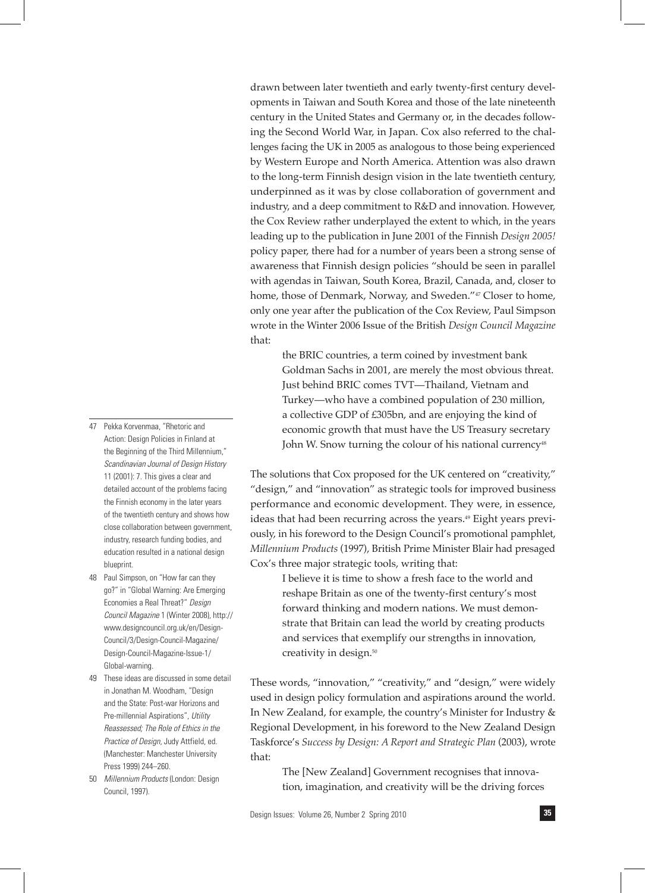drawn between later twentieth and early twenty-first century developments in Taiwan and South Korea and those of the late nineteenth century in the United States and Germany or, in the decades following the Second World War, in Japan. Cox also referred to the challenges facing the UK in 2005 as analogous to those being experienced by Western Europe and North America. Attention was also drawn to the long-term Finnish design vision in the late twentieth century, underpinned as it was by close collaboration of government and industry, and a deep commitment to R&D and innovation. However, the Cox Review rather underplayed the extent to which, in the years leading up to the publication in June 2001 of the Finnish *Design 2005!* policy paper, there had for a number of years been a strong sense of awareness that Finnish design policies "should be seen in parallel with agendas in Taiwan, South Korea, Brazil, Canada, and, closer to home, those of Denmark, Norway, and Sweden."[47] Closer to home, only one year after the publication of the Cox Review, Paul Simpson wrote in the Winter 2006 Issue of the British *Design Council Magazine* that:

> the BRIC countries, a term coined by investment bank Goldman Sachs in 2001, are merely the most obvious threat. Just behind BRIC comes TVT—Thailand, Vietnam and Turkey—who have a combined population of 230 million, a collective GDP of £305bn, and are enjoying the kind of economic growth that must have the US Treasury secretary John W. Snow turning the colour of his national currency[48]

The solutions that Cox proposed for the UK centered on "creativity," "design," and "innovation" as strategic tools for improved business performance and economic development. They were, in essence, ideas that had been recurring across the years.[49] Eight years previously, in his foreword to the Design Council's promotional pamphlet, *Millennium Products* (1997), British Prime Minister Blair had presaged Cox's three major strategic tools, writing that:

> I believe it is time to show a fresh face to the world and reshape Britain as one of the twenty-first century's most forward thinking and modern nations. We must demonstrate that Britain can lead the world by creating products and services that exemplify our strengths in innovation, creativity in design.[50]

These words, "innovation," "creativity," and "design," were widely used in design policy formulation and aspirations around the world. In New Zealand, for example, the country's Minister for Industry & Regional Development, in his foreword to the New Zealand Design Taskforce's *Success by Design: A Report and Strategic Plan* (2003), wrote that:

> The [New Zealand] Government recognises that innovation, imagination, and creativity will be the driving forces

---

47 Pekka Korvenmaa, "Rhetoric and Action: Design Policies in Finland at the Beginning of the Third Millennium," *Scandinavian Journal of Design History* 11 (2001): 7. This gives a clear and detailed account of the problems facing the Finnish economy in the later years of the twentieth century and shows how close collaboration between government, industry, research funding bodies, and education resulted in a national design blueprint.

48 Paul Simpson, on "How far can they go?" in "Global Warning: Are Emerging Economies a Real Threat?" *Design Council Magazine* 1 (Winter 2008), http://www.designcouncil.org.uk/en/Design-Council/3/Design-Council-Magazine/Design-Council-Magazine-Issue-1/Global-warning.

49 These ideas are discussed in some detail in Jonathan M. Woodham, "Design and the State: Post-war Horizons and Pre-millennial Aspirations", *Utility Reassessed; The Role of Ethics in the Practice of Design*, Judy Attfield, ed. (Manchester: Manchester University Press 1999) 244–260.

50 *Millennium Products* (London: Design Council, 1997).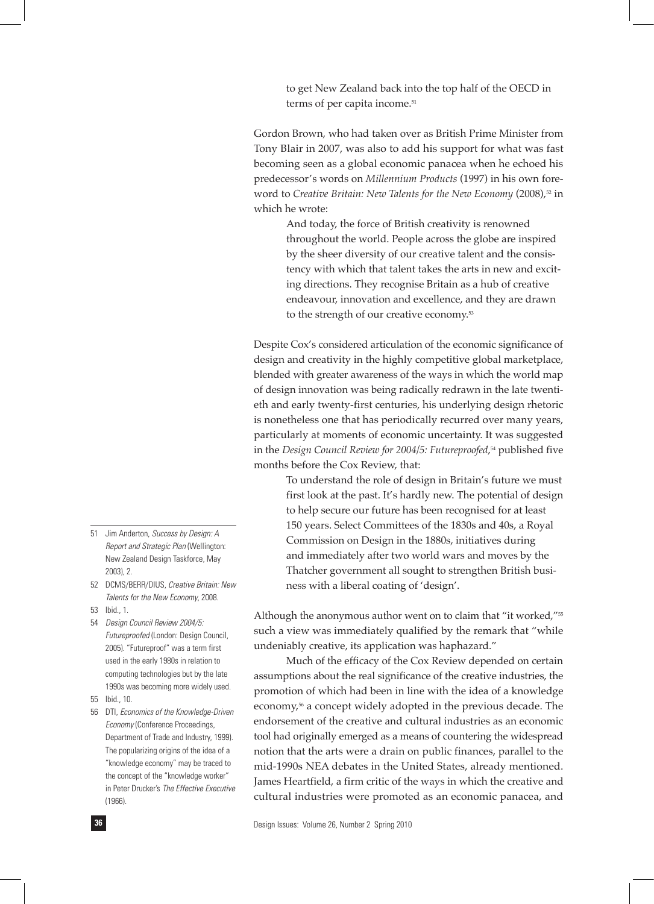> to get New Zealand back into the top half of the OECD in terms of per capita income.[51]

Gordon Brown, who had taken over as British Prime Minister from Tony Blair in 2007, was also to add his support for what was fast becoming seen as a global economic panacea when he echoed his predecessor's words on *Millennium Products* (1997) in his own foreword to *Creative Britain: New Talents for the New Economy* (2008),[52] in which he wrote:

> And today, the force of British creativity is renowned throughout the world. People across the globe are inspired by the sheer diversity of our creative talent and the consistency with which that talent takes the arts in new and exciting directions. They recognise Britain as a hub of creative endeavour, innovation and excellence, and they are drawn to the strength of our creative economy.[53]

Despite Cox's considered articulation of the economic significance of design and creativity in the highly competitive global marketplace, blended with greater awareness of the ways in which the world map of design innovation was being radically redrawn in the late twentieth and early twenty-first centuries, his underlying design rhetoric is nonetheless one that has periodically recurred over many years, particularly at moments of economic uncertainty. It was suggested in the *Design Council Review for 2004/5: Futureproofed,*[54] published five months before the Cox Review, that:

> To understand the role of design in Britain's future we must first look at the past. It's hardly new. The potential of design to help secure our future has been recognised for at least 150 years. Select Committees of the 1830s and 40s, a Royal Commission on Design in the 1880s, initiatives during and immediately after two world wars and moves by the Thatcher government all sought to strengthen British business with a liberal coating of 'design'.

Although the anonymous author went on to claim that "it worked,"[55] such a view was immediately qualified by the remark that "while undeniably creative, its application was haphazard."

Much of the efficacy of the Cox Review depended on certain assumptions about the real significance of the creative industries, the promotion of which had been in line with the idea of a knowledge economy,[56] a concept widely adopted in the previous decade. The endorsement of the creative and cultural industries as an economic tool had originally emerged as a means of countering the widespread notion that the arts were a drain on public finances, parallel to the mid-1990s NEA debates in the United States, already mentioned. James Heartfield, a firm critic of the ways in which the creative and cultural industries were promoted as an economic panacea, and

---

51 Jim Anderton, *Success by Design: A Report and Strategic Plan* (Wellington: New Zealand Design Taskforce, May 2003), 2.

52 DCMS/BERR/DIUS, *Creative Britain: New Talents for the New Economy*, 2008.

53 Ibid., 1.

54 *Design Council Review 2004/5: Futureproofed* (London: Design Council, 2005). "Futureproof" was a term first used in the early 1980s in relation to computing technologies but by the late 1990s was becoming more widely used.

55 Ibid., 10.

56 DTI, *Economics of the Knowledge-Driven Economy* (Conference Proceedings, Department of Trade and Industry, 1999). The popularizing origins of the idea of a "knowledge economy" may be traced to the concept of the "knowledge worker" in Peter Drucker's *The Effective Executive* (1966).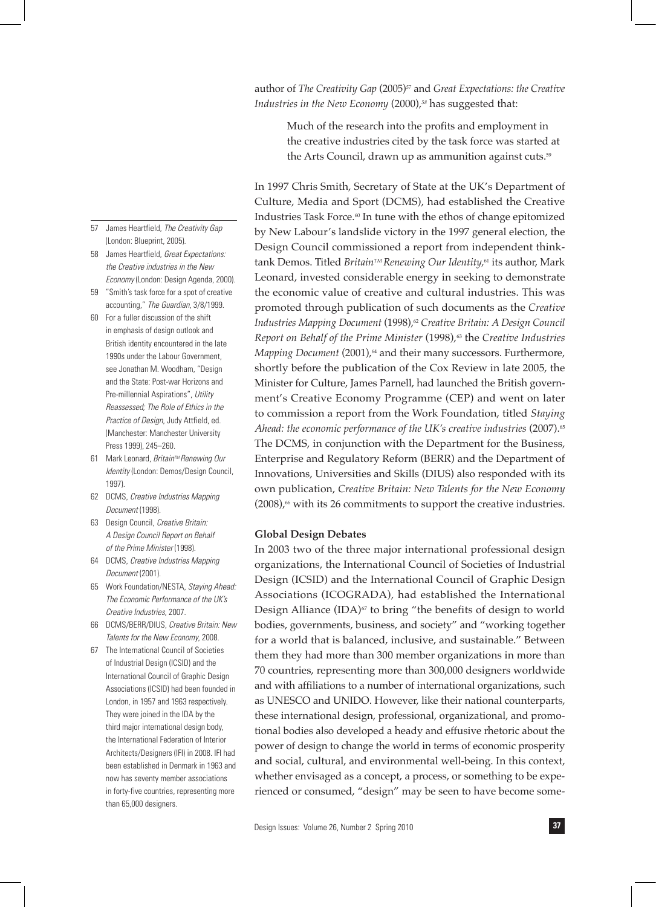author of *The Creativity Gap* (2005)[57] and *Great Expectations: the Creative Industries in the New Economy* (2000),[58] has suggested that:

> Much of the research into the profits and employment in the creative industries cited by the task force was started at the Arts Council, drawn up as ammunition against cuts.[59]

In 1997 Chris Smith, Secretary of State at the UK's Department of Culture, Media and Sport (DCMS), had established the Creative Industries Task Force.[60] In tune with the ethos of change epitomized by New Labour's landslide victory in the 1997 general election, the Design Council commissioned a report from independent think-tank Demos. Titled *Britain™ Renewing Our Identity*,[61] its author, Mark Leonard, invested considerable energy in seeking to demonstrate the economic value of creative and cultural industries. This was promoted through publication of such documents as the *Creative Industries Mapping Document* (1998),[62] *Creative Britain: A Design Council Report on Behalf of the Prime Minister* (1998),[63] the *Creative Industries Mapping Document* (2001),[64] and their many successors. Furthermore, shortly before the publication of the Cox Review in late 2005, the Minister for Culture, James Parnell, had launched the British government's Creative Economy Programme (CEP) and went on later to commission a report from the Work Foundation, titled *Staying Ahead: the economic performance of the UK's creative industries* (2007).[65] The DCMS, in conjunction with the Department for the Business, Enterprise and Regulatory Reform (BERR) and the Department of Innovations, Universities and Skills (DIUS) also responded with its own publication, *Creative Britain: New Talents for the New Economy* (2008),[66] with its 26 commitments to support the creative industries.

**Global Design Debates**

In 2003 two of the three major international professional design organizations, the International Council of Societies of Industrial Design (ICSID) and the International Council of Graphic Design Associations (ICOGRADA), had established the International Design Alliance (IDA)[67] to bring "the benefits of design to world bodies, governments, business, and society" and "working together for a world that is balanced, inclusive, and sustainable." Between them they had more than 300 member organizations in more than 70 countries, representing more than 300,000 designers worldwide and with affiliations to a number of international organizations, such as UNESCO and UNIDO. However, like their national counterparts, these international design, professional, organizational, and promotional bodies also developed a heady and effusive rhetoric about the power of design to change the world in terms of economic prosperity and social, cultural, and environmental well-being. In this context, whether envisaged as a concept, a process, or something to be experienced or consumed, "design" may be seen to have become some-

---

57 James Heartfield, *The Creativity Gap* (London: Blueprint, 2005).

58 James Heartfield, *Great Expectations: the Creative industries in the New Economy* (London: Design Agenda, 2000).

59 "Smith's task force for a spot of creative accounting," *The Guardian*, 3/8/1999.

60 For a fuller discussion of the shift in emphasis of design outlook and British identity encountered in the late 1990s under the Labour Government, see Jonathan M. Woodham, "Design and the State: Post-war Horizons and Pre-millennial Aspirations", *Utility Reassessed; The Role of Ethics in the Practice of Design*, Judy Attfield, ed. (Manchester: Manchester University Press 1999), 245–260.

61 Mark Leonard, *Britain™ Renewing Our Identity* (London: Demos/Design Council, 1997).

62 DCMS, *Creative Industries Mapping Document* (1998).

63 Design Council, *Creative Britain: A Design Council Report on Behalf of the Prime Minister* (1998).

64 DCMS, *Creative Industries Mapping Document* (2001).

65 Work Foundation/NESTA, *Staying Ahead: The Economic Performance of the UK's Creative Industries*, 2007.

66 DCMS/BERR/DIUS, *Creative Britain: New Talents for the New Economy*, 2008.

67 The International Council of Societies of Industrial Design (ICSID) and the International Council of Graphic Design Associations (ICSID) had been founded in London, in 1957 and 1963 respectively. They were joined in the IDA by the third major international design body, the International Federation of Interior Architects/Designers (IFI) in 2008. IFI had been established in Denmark in 1963 and now has seventy member associations in forty-five countries, representing more than 65,000 designers.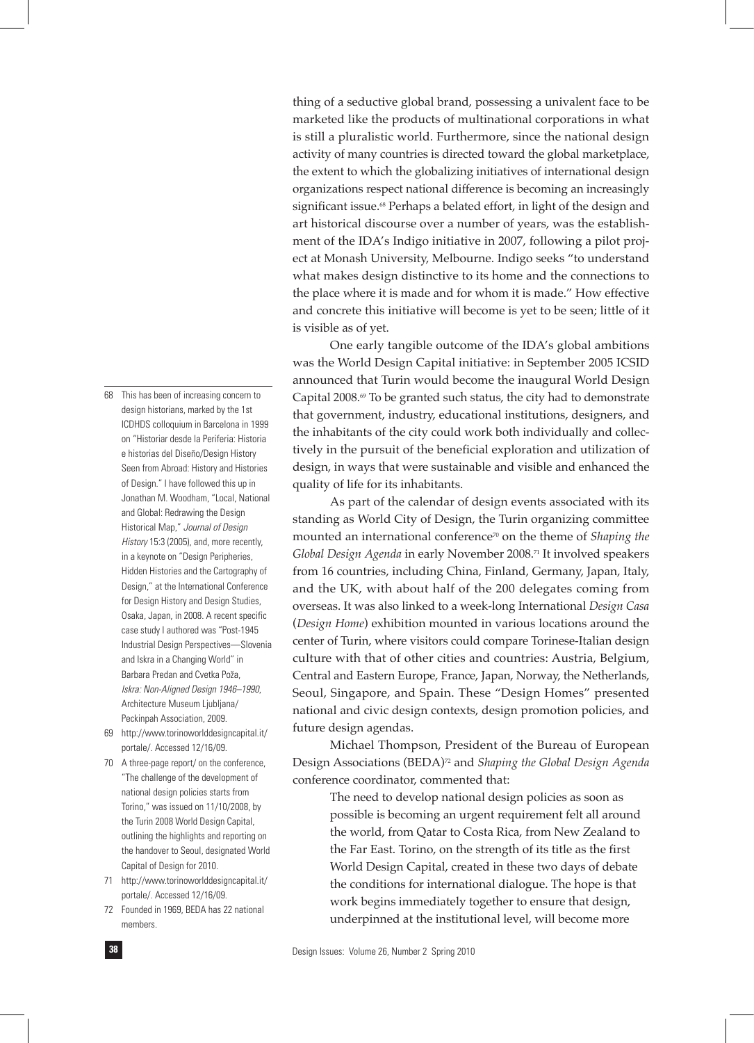thing of a seductive global brand, possessing a univalent face to be marketed like the products of multinational corporations in what is still a pluralistic world. Furthermore, since the national design activity of many countries is directed toward the global marketplace, the extent to which the globalizing initiatives of international design organizations respect national difference is becoming an increasingly significant issue.[68] Perhaps a belated effort, in light of the design and art historical discourse over a number of years, was the establishment of the IDA's Indigo initiative in 2007, following a pilot project at Monash University, Melbourne. Indigo seeks "to understand what makes design distinctive to its home and the connections to the place where it is made and for whom it is made." How effective and concrete this initiative will become is yet to be seen; little of it is visible as of yet.

One early tangible outcome of the IDA's global ambitions was the World Design Capital initiative: in September 2005 ICSID announced that Turin would become the inaugural World Design Capital 2008.[69] To be granted such status, the city had to demonstrate that government, industry, educational institutions, designers, and the inhabitants of the city could work both individually and collectively in the pursuit of the beneficial exploration and utilization of design, in ways that were sustainable and visible and enhanced the quality of life for its inhabitants.

As part of the calendar of design events associated with its standing as World City of Design, the Turin organizing committee mounted an international conference[70] on the theme of *Shaping the Global Design Agenda* in early November 2008.[71] It involved speakers from 16 countries, including China, Finland, Germany, Japan, Italy, and the UK, with about half of the 200 delegates coming from overseas. It was also linked to a week-long International *Design Casa* (*Design Home*) exhibition mounted in various locations around the center of Turin, where visitors could compare Torinese-Italian design culture with that of other cities and countries: Austria, Belgium, Central and Eastern Europe, France, Japan, Norway, the Netherlands, Seoul, Singapore, and Spain. These "Design Homes" presented national and civic design contexts, design promotion policies, and future design agendas.

Michael Thompson, President of the Bureau of European Design Associations (BEDA)[72] and *Shaping the Global Design Agenda* conference coordinator, commented that:

> The need to develop national design policies as soon as possible is becoming an urgent requirement felt all around the world, from Qatar to Costa Rica, from New Zealand to the Far East. Torino, on the strength of its title as the first World Design Capital, created in these two days of debate the conditions for international dialogue. The hope is that work begins immediately together to ensure that design, underpinned at the institutional level, will become more

---

68 This has been of increasing concern to design historians, marked by the 1st ICDHDS colloquium in Barcelona in 1999 on "Historiar desde la Periferia: Historia e historias del Diseño/Design History Seen from Abroad: History and Histories of Design." I have followed this up in Jonathan M. Woodham, "Local, National and Global: Redrawing the Design Historical Map," *Journal of Design History* 15:3 (2005), and, more recently, in a keynote on "Design Peripheries, Hidden Histories and the Cartography of Design," at the International Conference for Design History and Design Studies, Osaka, Japan, in 2008. A recent specific case study I authored was "Post-1945 Industrial Design Perspectives—Slovenia and Iskra in a Changing World" in Barbara Predan and Cvetka Poža, *Iskra: Non-Aligned Design 1946–1990*, Architecture Museum Ljubljana/ Peckinpah Association, 2009.

69 http://www.torinoworlddesigncapital.it/portale/. Accessed 12/16/09.

70 A three-page report/ on the conference, "The challenge of the development of national design policies starts from Torino," was issued on 11/10/2008, by the Turin 2008 World Design Capital, outlining the highlights and reporting on the handover to Seoul, designated World Capital of Design for 2010.

71 http://www.torinoworlddesigncapital.it/portale/. Accessed 12/16/09.

72 Founded in 1969, BEDA has 22 national members.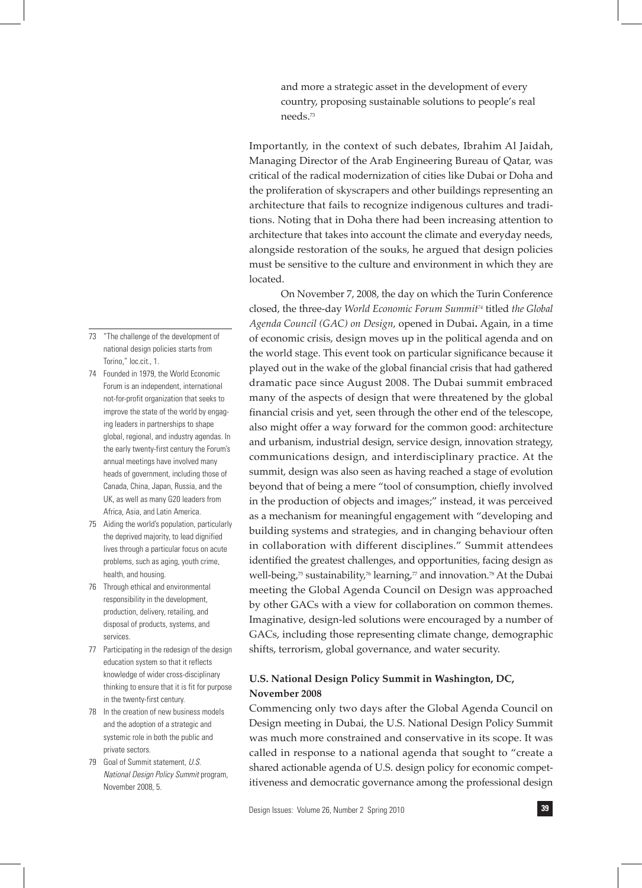and more a strategic asset in the development of every country, proposing sustainable solutions to people's real needs.[73]

Importantly, in the context of such debates, Ibrahim Al Jaidah, Managing Director of the Arab Engineering Bureau of Qatar, was critical of the radical modernization of cities like Dubai or Doha and the proliferation of skyscrapers and other buildings representing an architecture that fails to recognize indigenous cultures and traditions. Noting that in Doha there had been increasing attention to architecture that takes into account the climate and everyday needs, alongside restoration of the souks, he argued that design policies must be sensitive to the culture and environment in which they are located.

On November 7, 2008, the day on which the Turin Conference closed, the three-day *World Economic Forum Summit*[74] titled *the Global Agenda Council (GAC) on Design*, opened in Dubai**.** Again, in a time of economic crisis, design moves up in the political agenda and on the world stage. This event took on particular significance because it played out in the wake of the global financial crisis that had gathered dramatic pace since August 2008. The Dubai summit embraced many of the aspects of design that were threatened by the global financial crisis and yet, seen through the other end of the telescope, also might offer a way forward for the common good: architecture and urbanism, industrial design, service design, innovation strategy, communications design, and interdisciplinary practice. At the summit, design was also seen as having reached a stage of evolution beyond that of being a mere "tool of consumption, chiefly involved in the production of objects and images;" instead, it was perceived as a mechanism for meaningful engagement with "developing and building systems and strategies, and in changing behaviour often in collaboration with different disciplines." Summit attendees identified the greatest challenges, and opportunities, facing design as well-being,[75] sustainability,[76] learning,[77] and innovation.[78] At the Dubai meeting the Global Agenda Council on Design was approached by other GACs with a view for collaboration on common themes. Imaginative, design-led solutions were encouraged by a number of GACs, including those representing climate change, demographic shifts, terrorism, global governance, and water security.

### U.S. National Design Policy Summit in Washington, DC, November 2008

Commencing only two days after the Global Agenda Council on Design meeting in Dubai, the U.S. National Design Policy Summit was much more constrained and conservative in its scope. It was called in response to a national agenda that sought to "create a shared actionable agenda of U.S. design policy for economic competitiveness and democratic governance among the professional design

---

73 "The challenge of the development of national design policies starts from Torino," loc.cit., 1.

74 Founded in 1979, the World Economic Forum is an independent, international not-for-profit organization that seeks to improve the state of the world by engaging leaders in partnerships to shape global, regional, and industry agendas. In the early twenty-first century the Forum's annual meetings have involved many heads of government, including those of Canada, China, Japan, Russia, and the UK, as well as many G20 leaders from Africa, Asia, and Latin America.

75 Aiding the world's population, particularly the deprived majority, to lead dignified lives through a particular focus on acute problems, such as aging, youth crime, health, and housing.

76 Through ethical and environmental responsibility in the development, production, delivery, retailing, and disposal of products, systems, and services.

77 Participating in the redesign of the design education system so that it reflects knowledge of wider cross-disciplinary thinking to ensure that it is fit for purpose in the twenty-first century.

78 In the creation of new business models and the adoption of a strategic and systemic role in both the public and private sectors.

79 Goal of Summit statement, *U.S. National Design Policy Summit* program, November 2008, 5.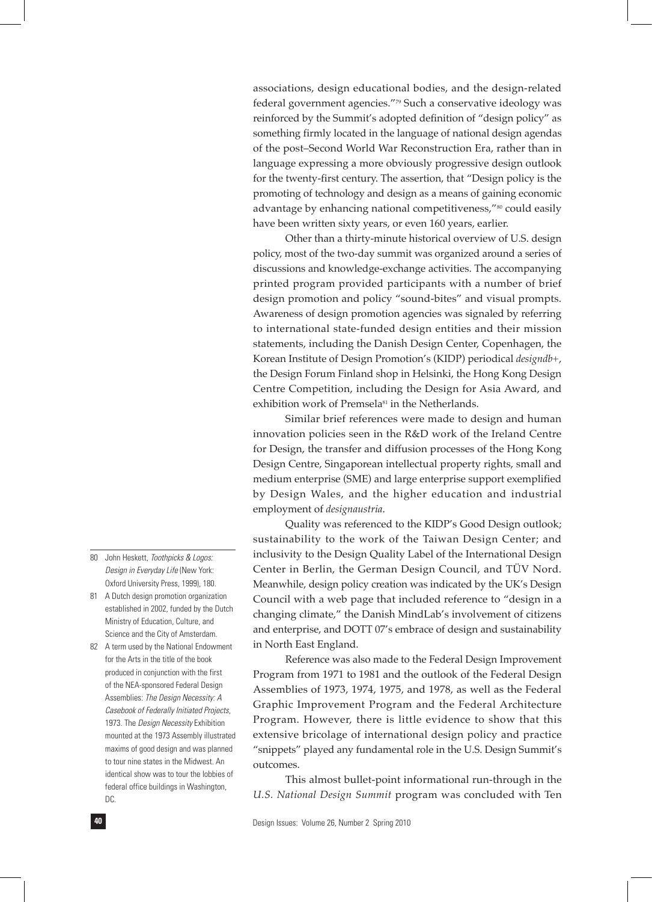associations, design educational bodies, and the design-related federal government agencies."[79] Such a conservative ideology was reinforced by the Summit's adopted definition of "design policy" as something firmly located in the language of national design agendas of the post–Second World War Reconstruction Era, rather than in language expressing a more obviously progressive design outlook for the twenty-first century. The assertion, that "Design policy is the promoting of technology and design as a means of gaining economic advantage by enhancing national competitiveness,"[80] could easily have been written sixty years, or even 160 years, earlier.

Other than a thirty-minute historical overview of U.S. design policy, most of the two-day summit was organized around a series of discussions and knowledge-exchange activities. The accompanying printed program provided participants with a number of brief design promotion and policy "sound-bites" and visual prompts. Awareness of design promotion agencies was signaled by referring to international state-funded design entities and their mission statements, including the Danish Design Center, Copenhagen, the Korean Institute of Design Promotion's (KIDP) periodical *designdb+*, the Design Forum Finland shop in Helsinki, the Hong Kong Design Centre Competition, including the Design for Asia Award, and exhibition work of Premsela[81] in the Netherlands.

Similar brief references were made to design and human innovation policies seen in the R&D work of the Ireland Centre for Design, the transfer and diffusion processes of the Hong Kong Design Centre, Singaporean intellectual property rights, small and medium enterprise (SME) and large enterprise support exemplified by Design Wales, and the higher education and industrial employment of *designaustria*.

Quality was referenced to the KIDP's Good Design outlook; sustainability to the work of the Taiwan Design Center; and inclusivity to the Design Quality Label of the International Design Center in Berlin, the German Design Council, and TÜV Nord. Meanwhile, design policy creation was indicated by the UK's Design Council with a web page that included reference to "design in a changing climate," the Danish MindLab's involvement of citizens and enterprise, and DOTT 07's embrace of design and sustainability in North East England.

Reference was also made to the Federal Design Improvement Program from 1971 to 1981 and the outlook of the Federal Design Assemblies of 1973, 1974, 1975, and 1978, as well as the Federal Graphic Improvement Program and the Federal Architecture Program. However, there is little evidence to show that this extensive bricolage of international design policy and practice "snippets" played any fundamental role in the U.S. Design Summit's outcomes.

This almost bullet-point informational run-through in the *U.S. National Design Summit* program was concluded with Ten

---

80 John Heskett, *Toothpicks & Logos: Design in Everyday Life* (New York: Oxford University Press, 1999), 180.

81 A Dutch design promotion organization established in 2002, funded by the Dutch Ministry of Education, Culture, and Science and the City of Amsterdam.

82 A term used by the National Endowment for the Arts in the title of the book produced in conjunction with the first of the NEA-sponsored Federal Design Assemblies: *The Design Necessity: A Casebook of Federally Initiated Projects*, 1973. The *Design Necessity* Exhibition mounted at the 1973 Assembly illustrated maxims of good design and was planned to tour nine states in the Midwest. An identical show was to tour the lobbies of federal office buildings in Washington, DC.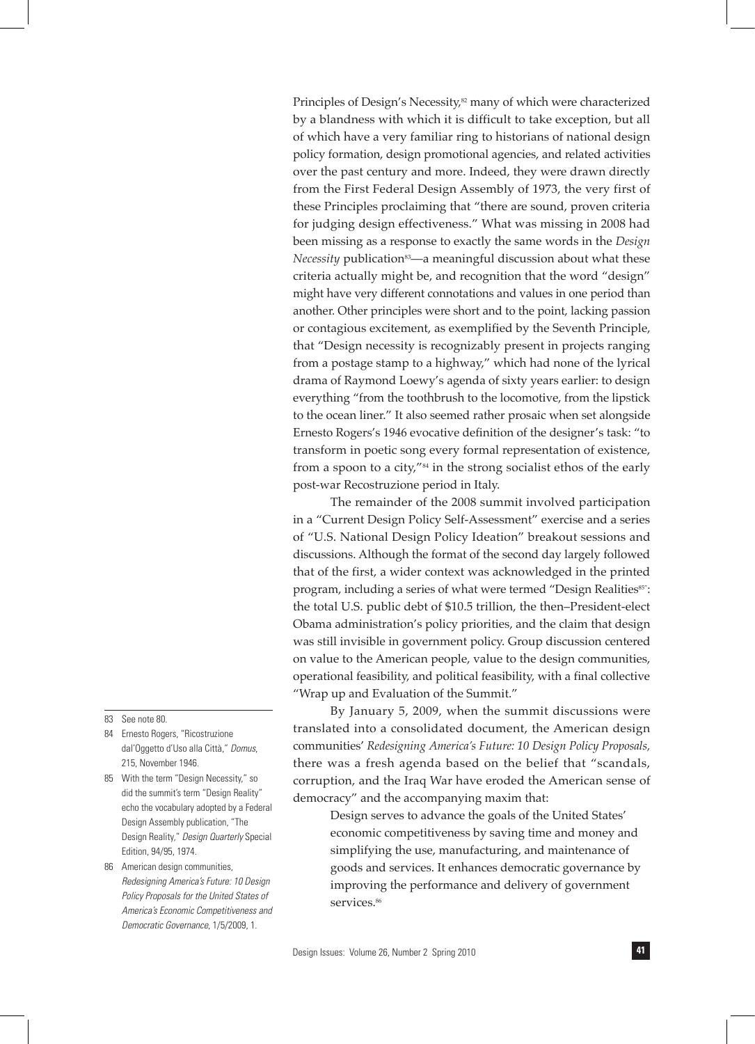Principles of Design's Necessity,[82] many of which were characterized by a blandness with which it is difficult to take exception, but all of which have a very familiar ring to historians of national design policy formation, design promotional agencies, and related activities over the past century and more. Indeed, they were drawn directly from the First Federal Design Assembly of 1973, the very first of these Principles proclaiming that "there are sound, proven criteria for judging design effectiveness." What was missing in 2008 had been missing as a response to exactly the same words in the *Design Necessity* publication[83]—a meaningful discussion about what these criteria actually might be, and recognition that the word "design" might have very different connotations and values in one period than another. Other principles were short and to the point, lacking passion or contagious excitement, as exemplified by the Seventh Principle, that "Design necessity is recognizably present in projects ranging from a postage stamp to a highway," which had none of the lyrical drama of Raymond Loewy's agenda of sixty years earlier: to design everything "from the toothbrush to the locomotive, from the lipstick to the ocean liner." It also seemed rather prosaic when set alongside Ernesto Rogers's 1946 evocative definition of the designer's task: "to transform in poetic song every formal representation of existence, from a spoon to a city,"[84] in the strong socialist ethos of the early post-war Recostruzione period in Italy.

The remainder of the 2008 summit involved participation in a "Current Design Policy Self-Assessment" exercise and a series of "U.S. National Design Policy Ideation" breakout sessions and discussions. Although the format of the second day largely followed that of the first, a wider context was acknowledged in the printed program, including a series of what were termed "Design Realities[85]": the total U.S. public debt of $10.5 trillion, the then–President-elect Obama administration's policy priorities, and the claim that design was still invisible in government policy. Group discussion centered on value to the American people, value to the design communities, operational feasibility, and political feasibility, with a final collective "Wrap up and Evaluation of the Summit."

By January 5, 2009, when the summit discussions were translated into a consolidated document, the American design communities' *Redesigning America's Future: 10 Design Policy Proposals*, there was a fresh agenda based on the belief that "scandals, corruption, and the Iraq War have eroded the American sense of democracy" and the accompanying maxim that:

> Design serves to advance the goals of the United States' economic competitiveness by saving time and money and simplifying the use, manufacturing, and maintenance of goods and services. It enhances democratic governance by improving the performance and delivery of government services.[86]

---

83 See note 80.

84 Ernesto Rogers, "Ricostruzione dal'Oggetto d'Uso alla Città," *Domus*, 215, November 1946.

85 With the term "Design Necessity," so did the summit's term "Design Reality" echo the vocabulary adopted by a Federal Design Assembly publication, "The Design Reality," *Design Quarterly* Special Edition, 94/95, 1974.

86 American design communities, *Redesigning America's Future: 10 Design Policy Proposals for the United States of America's Economic Competitiveness and Democratic Governance*, 1/5/2009, 1.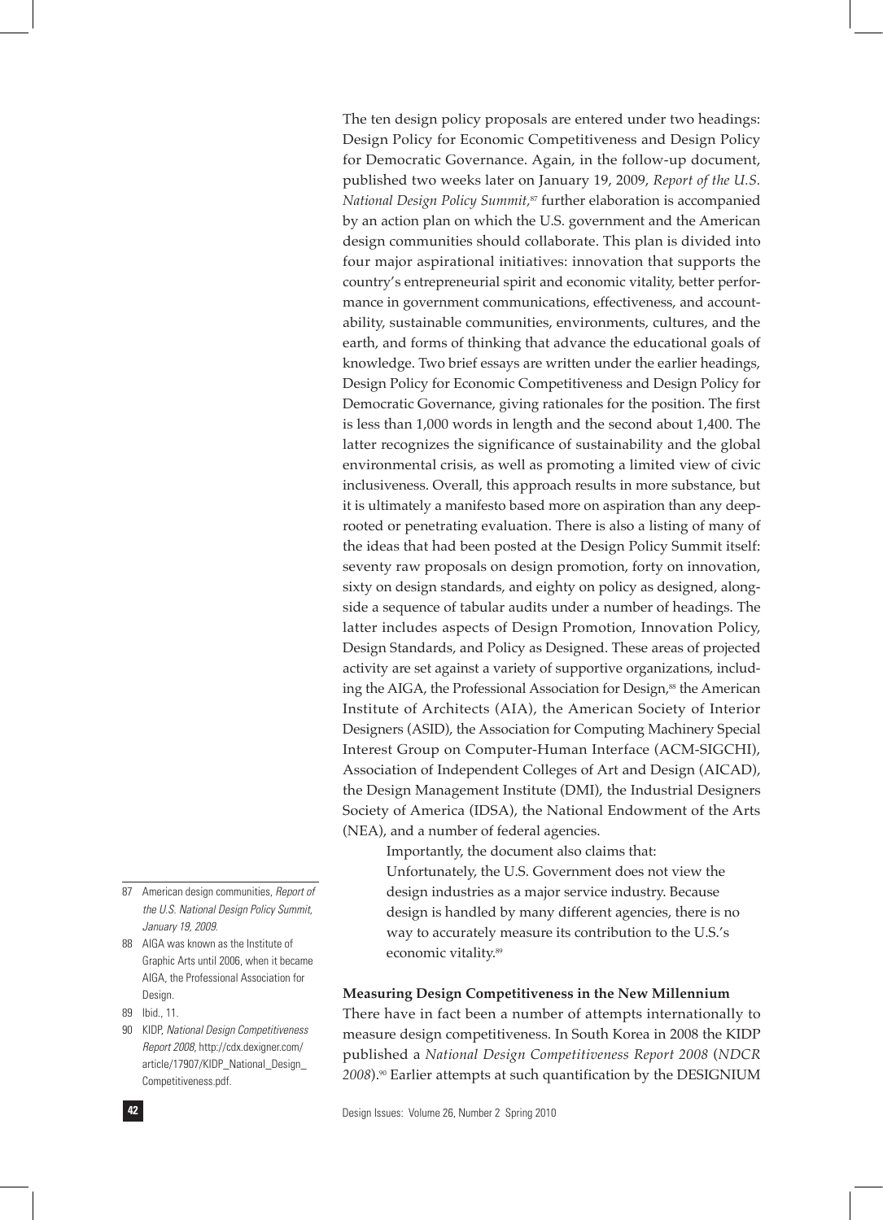The ten design policy proposals are entered under two headings: Design Policy for Economic Competitiveness and Design Policy for Democratic Governance. Again, in the follow-up document, published two weeks later on January 19, 2009, *Report of the U.S. National Design Policy Summit*,[87] further elaboration is accompanied by an action plan on which the U.S. government and the American design communities should collaborate. This plan is divided into four major aspirational initiatives: innovation that supports the country's entrepreneurial spirit and economic vitality, better performance in government communications, effectiveness, and accountability, sustainable communities, environments, cultures, and the earth, and forms of thinking that advance the educational goals of knowledge. Two brief essays are written under the earlier headings, Design Policy for Economic Competitiveness and Design Policy for Democratic Governance, giving rationales for the position. The first is less than 1,000 words in length and the second about 1,400. The latter recognizes the significance of sustainability and the global environmental crisis, as well as promoting a limited view of civic inclusiveness. Overall, this approach results in more substance, but it is ultimately a manifesto based more on aspiration than any deep-rooted or penetrating evaluation. There is also a listing of many of the ideas that had been posted at the Design Policy Summit itself: seventy raw proposals on design promotion, forty on innovation, sixty on design standards, and eighty on policy as designed, alongside a sequence of tabular audits under a number of headings. The latter includes aspects of Design Promotion, Innovation Policy, Design Standards, and Policy as Designed. These areas of projected activity are set against a variety of supportive organizations, including the AIGA, the Professional Association for Design,[88] the American Institute of Architects (AIA), the American Society of Interior Designers (ASID), the Association for Computing Machinery Special Interest Group on Computer-Human Interface (ACM-SIGCHI), Association of Independent Colleges of Art and Design (AICAD), the Design Management Institute (DMI), the Industrial Designers Society of America (IDSA), the National Endowment of the Arts (NEA), and a number of federal agencies.

Importantly, the document also claims that:

> Unfortunately, the U.S. Government does not view the design industries as a major service industry. Because design is handled by many different agencies, there is no way to accurately measure its contribution to the U.S.'s economic vitality.[89]

**Measuring Design Competitiveness in the New Millennium**

There have in fact been a number of attempts internationally to measure design competitiveness. In South Korea in 2008 the KIDP published a *National Design Competitiveness Report 2008* (*NDCR 2008*).[90] Earlier attempts at such quantification by the DESIGNIUM

---

87 American design communities, *Report of the U.S. National Design Policy Summit, January 19, 2009*.

88 AIGA was known as the Institute of Graphic Arts until 2006, when it became AIGA, the Professional Association for Design.

89 Ibid., 11.

90 KIDP, *National Design Competitiveness Report 2008*, http://cdx.dexigner.com/article/17907/KIDP_National_Design_Competitiveness.pdf.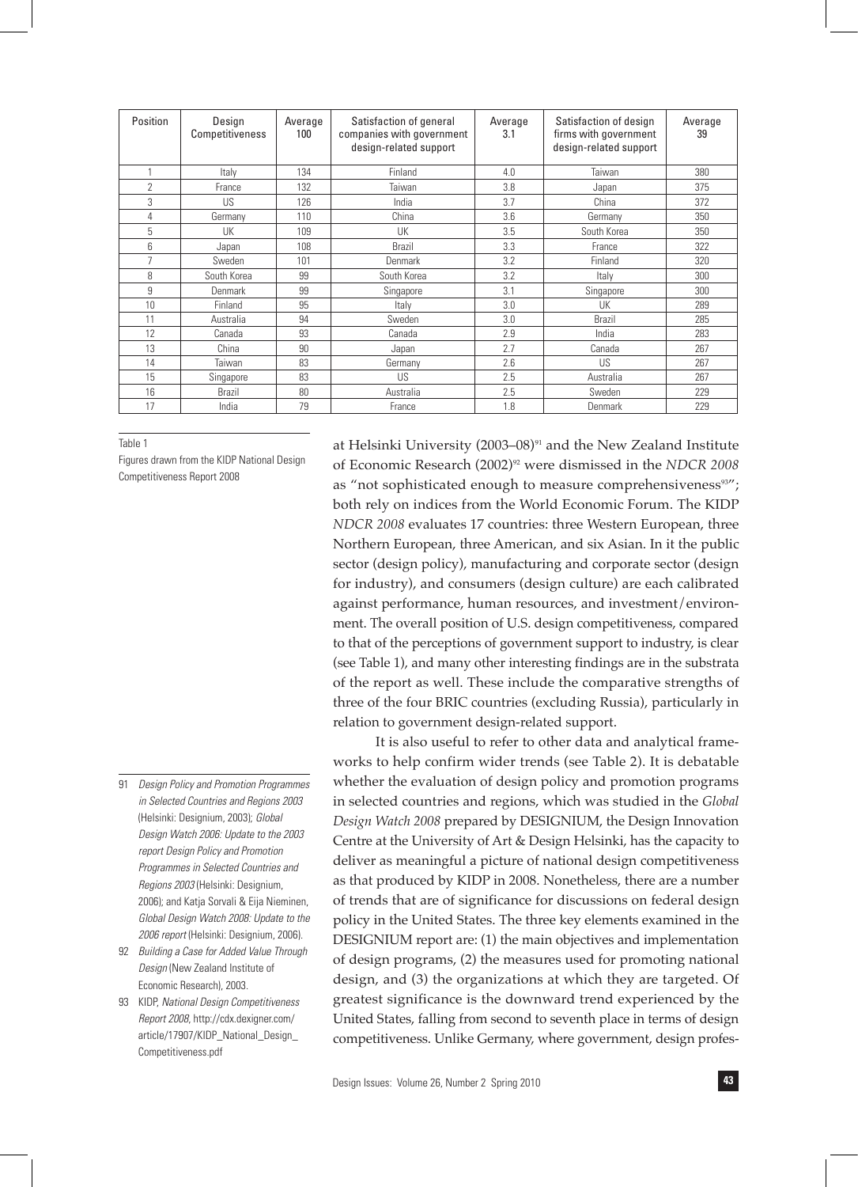| Position | Design Competitiveness | Average 100 | Satisfaction of general companies with government design-related support | Average 3.1 | Satisfaction of design firms with government design-related support | Average 39 |
|---|---|---|---|---|---|---|
| 1 | Italy | 134 | Finland | 4.0 | Taiwan | 380 |
| 2 | France | 132 | Taiwan | 3.8 | Japan | 375 |
| 3 | US | 126 | India | 3.7 | China | 372 |
| 4 | Germany | 110 | China | 3.6 | Germany | 350 |
| 5 | UK | 109 | UK | 3.5 | South Korea | 350 |
| 6 | Japan | 108 | Brazil | 3.3 | France | 322 |
| 7 | Sweden | 101 | Denmark | 3.2 | Finland | 320 |
| 8 | South Korea | 99 | South Korea | 3.2 | Italy | 300 |
| 9 | Denmark | 99 | Singapore | 3.1 | Singapore | 300 |
| 10 | Finland | 95 | Italy | 3.0 | UK | 289 |
| 11 | Australia | 94 | Sweden | 3.0 | Brazil | 285 |
| 12 | Canada | 93 | Canada | 2.9 | India | 283 |
| 13 | China | 90 | Japan | 2.7 | Canada | 267 |
| 14 | Taiwan | 83 | Germany | 2.6 | US | 267 |
| 15 | Singapore | 83 | US | 2.5 | Australia | 267 |
| 16 | Brazil | 80 | Australia | 2.5 | Sweden | 229 |
| 17 | India | 79 | France | 1.8 | Denmark | 229 |

Table 1

Figures drawn from the KIDP National Design Competitiveness Report 2008

at Helsinki University (2003–08)[91] and the New Zealand Institute of Economic Research (2002)[92] were dismissed in the *NDCR 2008* as "not sophisticated enough to measure comprehensiveness[93]"; both rely on indices from the World Economic Forum. The KIDP *NDCR 2008* evaluates 17 countries: three Western European, three Northern European, three American, and six Asian. In it the public sector (design policy), manufacturing and corporate sector (design for industry), and consumers (design culture) are each calibrated against performance, human resources, and investment/environment. The overall position of U.S. design competitiveness, compared to that of the perceptions of government support to industry, is clear (see Table 1), and many other interesting findings are in the substrata of the report as well. These include the comparative strengths of three of the four BRIC countries (excluding Russia), particularly in relation to government design-related support.

It is also useful to refer to other data and analytical frameworks to help confirm wider trends (see Table 2). It is debatable whether the evaluation of design policy and promotion programs in selected countries and regions, which was studied in the *Global Design Watch 2008* prepared by DESIGNIUM, the Design Innovation Centre at the University of Art & Design Helsinki, has the capacity to deliver as meaningful a picture of national design competitiveness as that produced by KIDP in 2008. Nonetheless, there are a number of trends that are of significance for discussions on federal design policy in the United States. The three key elements examined in the DESIGNIUM report are: (1) the main objectives and implementation of design programs, (2) the measures used for promoting national design, and (3) the organizations at which they are targeted. Of greatest significance is the downward trend experienced by the United States, falling from second to seventh place in terms of design competitiveness. Unlike Germany, where government, design profes-

91 *Design Policy and Promotion Programmes in Selected Countries and Regions 2003* (Helsinki: Designium, 2003); *Global Design Watch 2006: Update to the 2003 report Design Policy and Promotion Programmes in Selected Countries and Regions 2003* (Helsinki: Designium, 2006); and Katja Sorvali & Eija Nieminen, *Global Design Watch 2008: Update to the 2006 report* (Helsinki: Designium, 2006).

92 *Building a Case for Added Value Through Design* (New Zealand Institute of Economic Research), 2003.

93 KIDP, *National Design Competitiveness Report 2008*, http://cdx.dexigner.com/article/17907/KIDP_National_Design_Competitiveness.pdf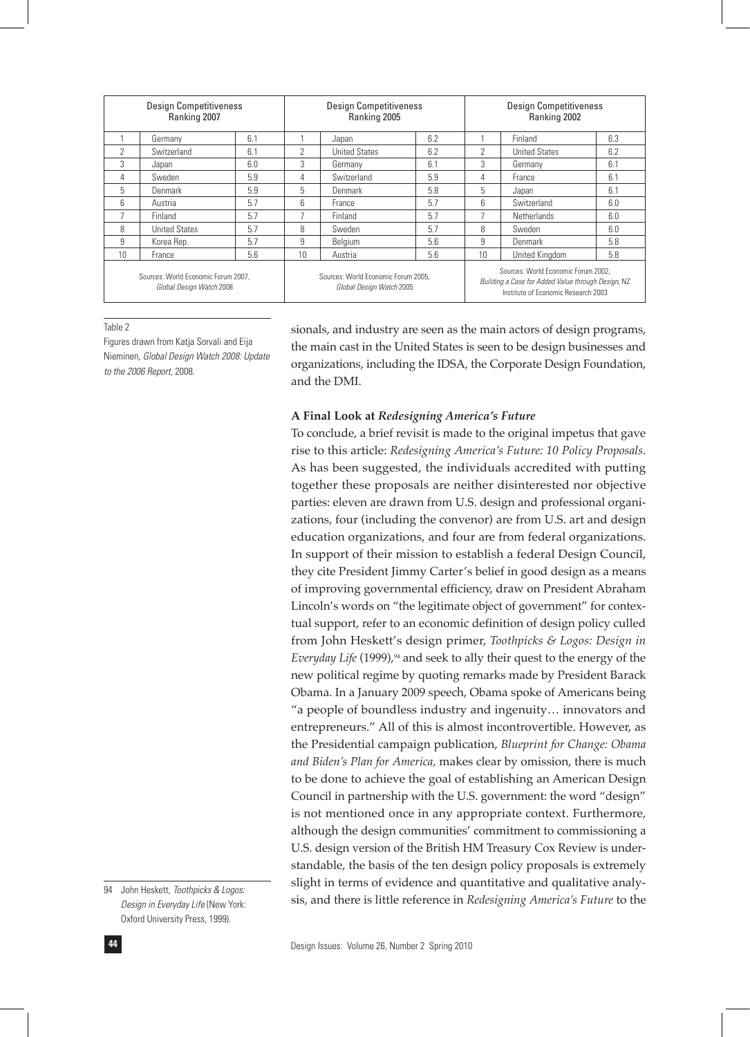| Design Competitiveness Ranking 2007 | | | Design Competitiveness Ranking 2005 | | | Design Competitiveness Ranking 2002 | | |
|---|---|---|---|---|---|---|---|---|
| 1 | Germany | 6.1 | 1 | Japan | 6.2 | 1 | Finland | 6.3 |
| 2 | Switzerland | 6.1 | 2 | United States | 6.2 | 2 | United States | 6.2 |
| 3 | Japan | 6.0 | 3 | Germany | 6.1 | 3 | Germany | 6.1 |
| 4 | Sweden | 5.9 | 4 | Switzerland | 5.9 | 4 | France | 6.1 |
| 5 | Denmark | 5.9 | 5 | Denmark | 5.8 | 5 | Japan | 6.1 |
| 6 | Austria | 5.7 | 6 | France | 5.7 | 6 | Switzerland | 6.0 |
| 7 | Finland | 5.7 | 7 | Finland | 5.7 | 7 | Netherlands | 6.0 |
| 8 | United States | 5.7 | 8 | Sweden | 5.7 | 8 | Sweden | 6.0 |
| 9 | Korea Rep. | 5.7 | 9 | Belgium | 5.6 | 9 | Denmark | 5.8 |
| 10 | France | 5.6 | 10 | Austria | 5.6 | 10 | United Kingdom | 5.8 |
| Sources: World Economic Forum 2007, *Global Design Watch* 2008 | | | Sources: World Economic Forum 2005, *Global Design Watch* 2005 | | | Sources: World Economic Forum 2002, *Building a Case for Added Value through Design*, NZ Institute of Economic Research 2003 | | |

Table 2

Figures drawn from Katja Sorvali and Eija Nieminen, *Global Design Watch 2008: Update to the 2006 Report*, 2008.

sionals, and industry are seen as the main actors of design programs, the main cast in the United States is seen to be design businesses and organizations, including the IDSA, the Corporate Design Foundation, and the DMI.

**A Final Look at *Redesigning America's Future***

To conclude, a brief revisit is made to the original impetus that gave rise to this article: *Redesigning America's Future: 10 Policy Proposals*. As has been suggested, the individuals accredited with putting together these proposals are neither disinterested nor objective parties: eleven are drawn from U.S. design and professional organizations, four (including the convenor) are from U.S. art and design education organizations, and four are from federal organizations. In support of their mission to establish a federal Design Council, they cite President Jimmy Carter's belief in good design as a means of improving governmental efficiency, draw on President Abraham Lincoln's words on "the legitimate object of government" for contextual support, refer to an economic definition of design policy culled from John Heskett's design primer, *Toothpicks & Logos: Design in Everyday Life* (1999),[94] and seek to ally their quest to the energy of the new political regime by quoting remarks made by President Barack Obama. In a January 2009 speech, Obama spoke of Americans being "a people of boundless industry and ingenuity… innovators and entrepreneurs." All of this is almost incontrovertible. However, as the Presidential campaign publication, *Blueprint for Change: Obama and Biden's Plan for America,* makes clear by omission, there is much to be done to achieve the goal of establishing an American Design Council in partnership with the U.S. government: the word "design" is not mentioned once in any appropriate context. Furthermore, although the design communities' commitment to commissioning a U.S. design version of the British HM Treasury Cox Review is understandable, the basis of the ten design policy proposals is extremely slight in terms of evidence and quantitative and qualitative analysis, and there is little reference in *Redesigning America's Future* to the

94 John Heskett, *Toothpicks & Logos: Design in Everyday Life* (New York: Oxford University Press, 1999).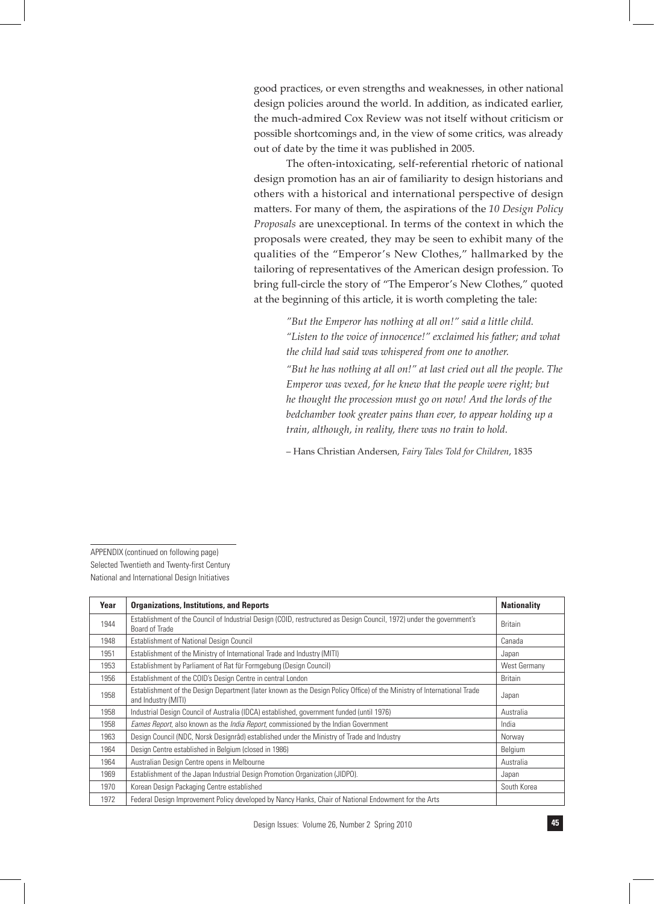good practices, or even strengths and weaknesses, in other national design policies around the world. In addition, as indicated earlier, the much-admired Cox Review was not itself without criticism or possible shortcomings and, in the view of some critics, was already out of date by the time it was published in 2005.

The often-intoxicating, self-referential rhetoric of national design promotion has an air of familiarity to design historians and others with a historical and international perspective of design matters. For many of them, the aspirations of the *10 Design Policy Proposals* are unexceptional. In terms of the context in which the proposals were created, they may be seen to exhibit many of the qualities of the "Emperor's New Clothes," hallmarked by the tailoring of representatives of the American design profession. To bring full-circle the story of "The Emperor's New Clothes," quoted at the beginning of this article, it is worth completing the tale:

> *"But the Emperor has nothing at all on!" said a little child. "Listen to the voice of innocence!" exclaimed his father; and what the child had said was whispered from one to another.*
>
> *"But he has nothing at all on!" at last cried out all the people. The Emperor was vexed, for he knew that the people were right; but he thought the procession must go on now! And the lords of the bedchamber took greater pains than ever, to appear holding up a train, although, in reality, there was no train to hold.*
>
> – Hans Christian Andersen, *Fairy Tales Told for Children*, 1835

APPENDIX (continued on following page)
Selected Twentieth and Twenty-first Century National and International Design Initiatives

| Year | Organizations, Institutions, and Reports | Nationality |
|---|---|---|
| 1944 | Establishment of the Council of Industrial Design (COID, restructured as Design Council, 1972) under the government's Board of Trade | Britain |
| 1948 | Establishment of National Design Council | Canada |
| 1951 | Establishment of the Ministry of International Trade and Industry (MITI) | Japan |
| 1953 | Establishment by Parliament of Rat für Formgebung (Design Council) | West Germany |
| 1956 | Establishment of the COID's Design Centre in central London | Britain |
| 1958 | Establishment of the Design Department (later known as the Design Policy Office) of the Ministry of International Trade and Industry (MITI) | Japan |
| 1958 | Industrial Design Council of Australia (IDCA) established, government funded (until 1976) | Australia |
| 1958 | *Eames Report*, also known as the *India Report*, commissioned by the Indian Government | India |
| 1963 | Design Council (NDC, Norsk Designråd) established under the Ministry of Trade and Industry | Norway |
| 1964 | Design Centre established in Belgium (closed in 1986) | Belgium |
| 1964 | Australian Design Centre opens in Melbourne | Australia |
| 1969 | Establishment of the Japan Industrial Design Promotion Organization (JIDPO). | Japan |
| 1970 | Korean Design Packaging Centre established | South Korea |
| 1972 | Federal Design Improvement Policy developed by Nancy Hanks, Chair of National Endowment for the Arts | |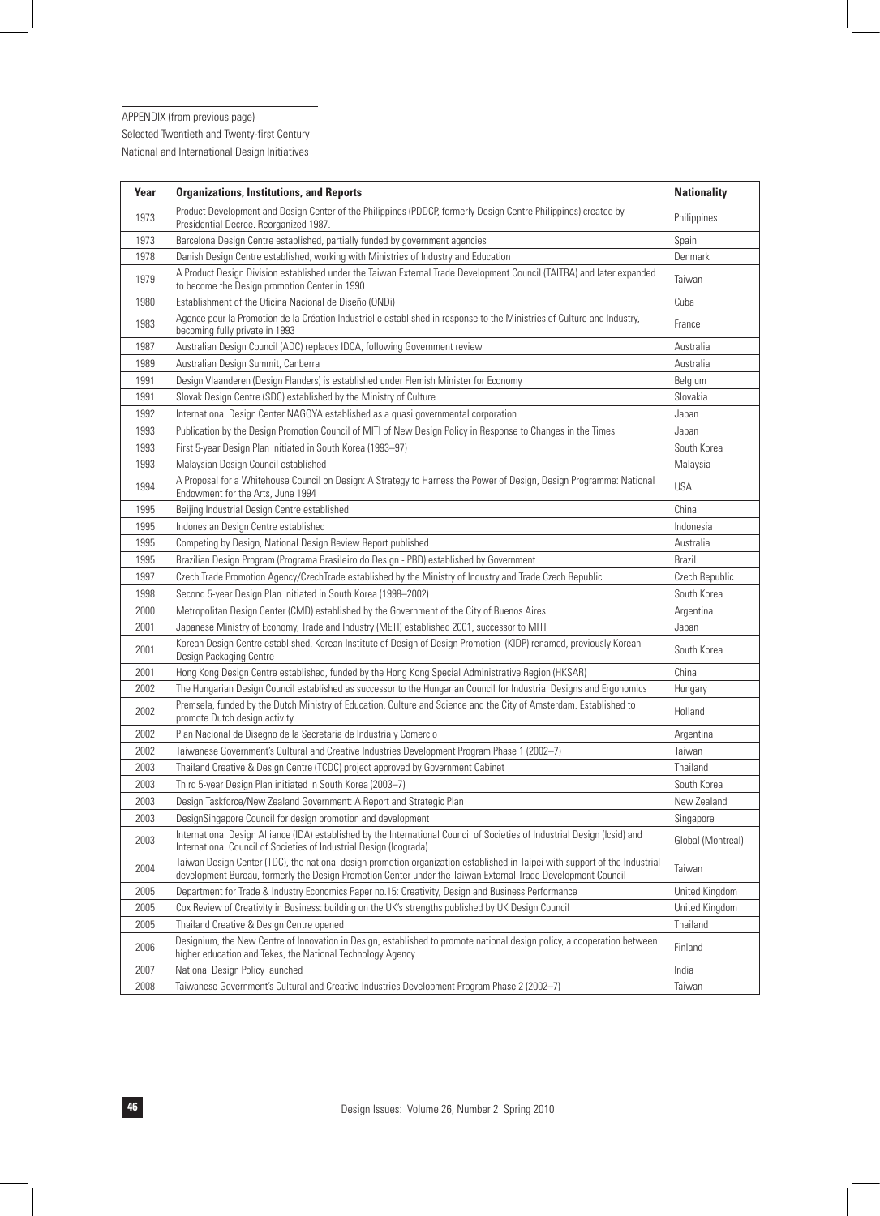APPENDIX (from previous page)

Selected Twentieth and Twenty-first Century

National and International Design Initiatives

| Year | Organizations, Institutions, and Reports | Nationality |
|---|---|---|
| 1973 | Product Development and Design Center of the Philippines (PDDCP, formerly Design Centre Philippines) created by Presidential Decree. Reorganized 1987. | Philippines |
| 1973 | Barcelona Design Centre established, partially funded by government agencies | Spain |
| 1978 | Danish Design Centre established, working with Ministries of Industry and Education | Denmark |
| 1979 | A Product Design Division established under the Taiwan External Trade Development Council (TAITRA) and later expanded to become the Design promotion Center in 1990 | Taiwan |
| 1980 | Establishment of the Oficina Nacional de Diseño (ONDi) | Cuba |
| 1983 | Agence pour la Promotion de la Création Industrielle established in response to the Ministries of Culture and Industry, becoming fully private in 1993 | France |
| 1987 | Australian Design Council (ADC) replaces IDCA, following Government review | Australia |
| 1989 | Australian Design Summit, Canberra | Australia |
| 1991 | Design Vlaanderen (Design Flanders) is established under Flemish Minister for Economy | Belgium |
| 1991 | Slovak Design Centre (SDC) established by the Ministry of Culture | Slovakia |
| 1992 | International Design Center NAGOYA established as a quasi governmental corporation | Japan |
| 1993 | Publication by the Design Promotion Council of MITI of New Design Policy in Response to Changes in the Times | Japan |
| 1993 | First 5-year Design Plan initiated in South Korea (1993–97) | South Korea |
| 1993 | Malaysian Design Council established | Malaysia |
| 1994 | A Proposal for a Whitehouse Council on Design: A Strategy to Harness the Power of Design, Design Programme: National Endowment for the Arts, June 1994 | USA |
| 1995 | Beijing Industrial Design Centre established | China |
| 1995 | Indonesian Design Centre established | Indonesia |
| 1995 | Competing by Design, National Design Review Report published | Australia |
| 1995 | Brazilian Design Program (Programa Brasileiro do Design - PBD) established by Government | Brazil |
| 1997 | Czech Trade Promotion Agency/CzechTrade established by the Ministry of Industry and Trade Czech Republic | Czech Republic |
| 1998 | Second 5-year Design Plan initiated in South Korea (1998–2002) | South Korea |
| 2000 | Metropolitan Design Center (CMD) established by the Government of the City of Buenos Aires | Argentina |
| 2001 | Japanese Ministry of Economy, Trade and Industry (METI) established 2001, successor to MITI | Japan |
| 2001 | Korean Design Centre established. Korean Institute of Design of Design Promotion (KIDP) renamed, previously Korean Design Packaging Centre | South Korea |
| 2001 | Hong Kong Design Centre established, funded by the Hong Kong Special Administrative Region (HKSAR) | China |
| 2002 | The Hungarian Design Council established as successor to the Hungarian Council for Industrial Designs and Ergonomics | Hungary |
| 2002 | Premsela, funded by the Dutch Ministry of Education, Culture and Science and the City of Amsterdam. Established to promote Dutch design activity. | Holland |
| 2002 | Plan Nacional de Disegno de la Secretaria de Industria y Comercio | Argentina |
| 2002 | Taiwanese Government's Cultural and Creative Industries Development Program Phase 1 (2002–7) | Taiwan |
| 2003 | Thailand Creative & Design Centre (TCDC) project approved by Government Cabinet | Thailand |
| 2003 | Third 5-year Design Plan initiated in South Korea (2003–7) | South Korea |
| 2003 | Design Taskforce/New Zealand Government: A Report and Strategic Plan | New Zealand |
| 2003 | DesignSingapore Council for design promotion and development | Singapore |
| 2003 | International Design Alliance (IDA) established by the International Council of Societies of Industrial Design (Icsid) and International Council of Societies of Industrial Design (Icograda) | Global (Montreal) |
| 2004 | Taiwan Design Center (TDC), the national design promotion organization established in Taipei with support of the Industrial development Bureau, formerly the Design Promotion Center under the Taiwan External Trade Development Council | Taiwan |
| 2005 | Department for Trade & Industry Economics Paper no.15: Creativity, Design and Business Performance | United Kingdom |
| 2005 | Cox Review of Creativity in Business: building on the UK's strengths published by UK Design Council | United Kingdom |
| 2005 | Thailand Creative & Design Centre opened | Thailand |
| 2006 | Designium, the New Centre of Innovation in Design, established to promote national design policy, a cooperation between higher education and Tekes, the National Technology Agency | Finland |
| 2007 | National Design Policy launched | India |
| 2008 | Taiwanese Government's Cultural and Creative Industries Development Program Phase 2 (2002–7) | Taiwan |